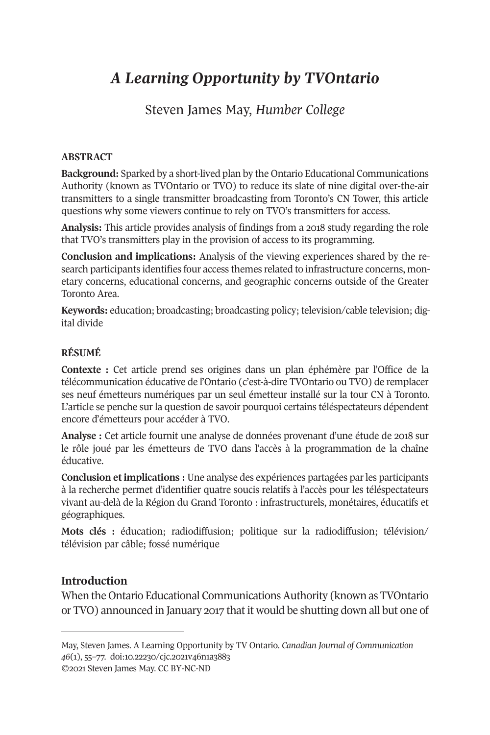# *A Learning Opportunity by TVOntario*

Steven James May, *Humber College*

**ABSTRACT**

**Background:** Sparked by a short-lived plan by the Ontario Educational Communications Authority (known as TVOntario or TVO) to reduce its slate of nine digital over-the-air transmitters to a single transmitter broadcasting from Toronto's CN Tower, this article questions why some viewers continue to rely on TVO's transmitters for access.

**Analysis:** This article provides analysis of findings from a 2018 study regarding the role that TVO's transmitters play in the provision of access to its programming.

**Conclusion and implications:** Analysis of the viewing experiences shared by the research participants identifies four access themes related to infrastructure concerns, monetary concerns, educational concerns, and geographic concerns outside of the Greater Toronto Area.

**Keywords:** education; broadcasting; broadcasting policy; television/cable television; digital divide

**RÉSUMÉ**

**Contexte :** Cet article prend ses origines dans un plan éphémère par l'Office de la télécommunication éducative de l'Ontario (c'est-à-dire TVOntario ou TVO) de remplacer ses neuf émetteurs numériques par un seul émetteur installé sur la tour CN à Toronto. L'article se penche sur la question de savoir pourquoi certains téléspectateurs dépendent encore d'émetteurs pour accéder à TVO.

**Analyse :** Cet article fournit une analyse de données provenant d'une étude de 2018 sur le rôle joué par les émetteurs de TVO dans l'accès à la programmation de la chaîne éducative.

**Conclusion et implications :** Une analyse des expériences partagées par les participants à la recherche permet d'identifier quatre soucis relatifs à l'accès pour les téléspectateurs vivant au-delà de la Région du Grand Toronto : infrastructurels, monétaires, éducatifs et géographiques.

**Mots clés :** éducation; radiodiffusion; politique sur la radiodiffusion; télévision/télévision par câble; fossé numérique

## Introduction

When the Ontario Educational Communications Authority (known as TVOntario or TVO) announced in January 2017 that it would be shutting down all but one of

---

May, Steven James. A Learning Opportunity by TV Ontario. *Canadian Journal of Communication 46*(1), 55–77. doi:10.22230/cjc.2021v46n1a3883
©2021 Steven James May. CC BY-NC-ND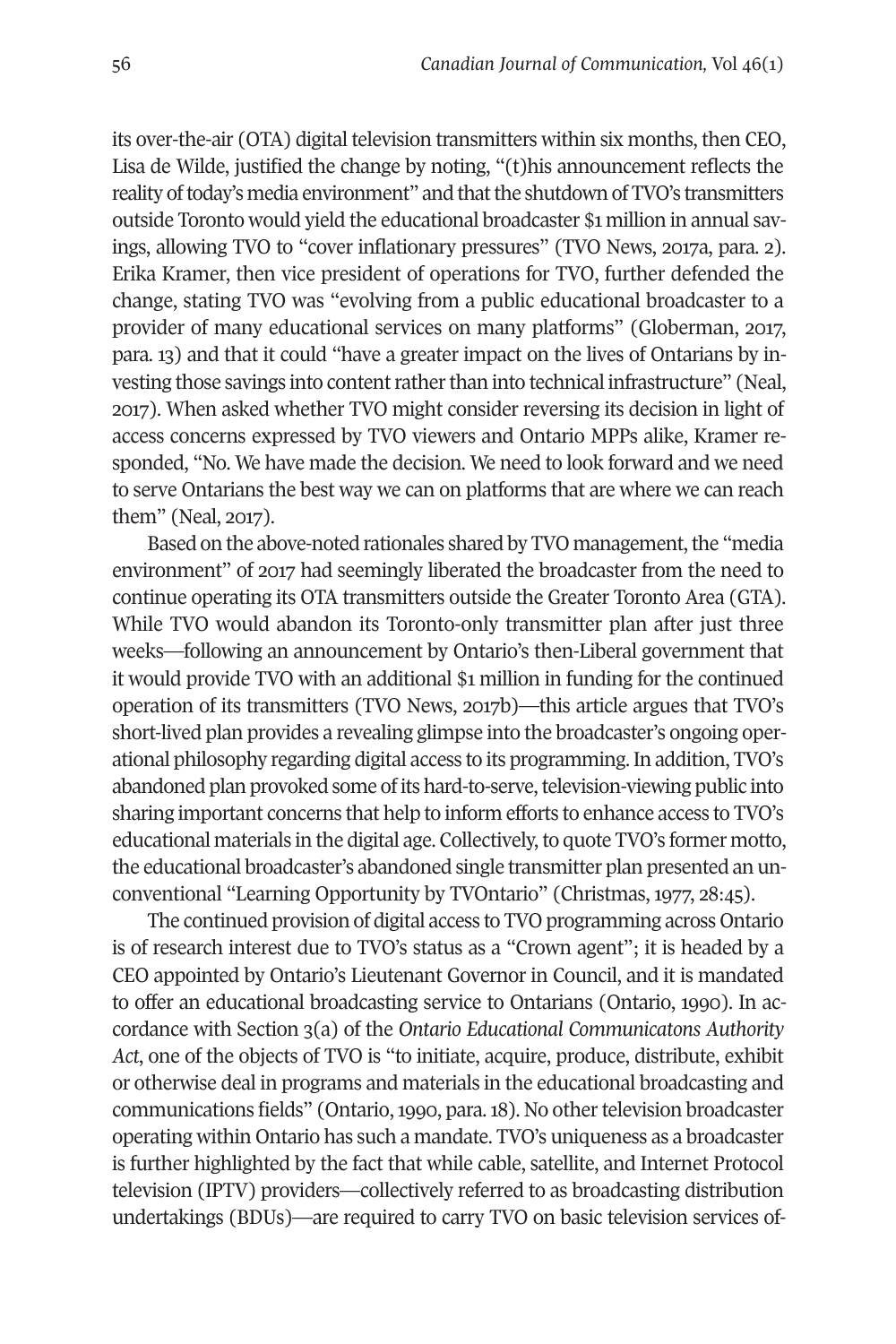its over-the-air (OTA) digital television transmitters within six months, then CEO, Lisa de Wilde, justified the change by noting, "(t)his announcement reflects the reality of today's media environment" and that the shutdown of TVO's transmitters outside Toronto would yield the educational broadcaster $1 million in annual savings, allowing TVO to "cover inflationary pressures" (TVO News, 2017a, para. 2). Erika Kramer, then vice president of operations for TVO, further defended the change, stating TVO was "evolving from a public educational broadcaster to a provider of many educational services on many platforms" (Globerman, 2017, para. 13) and that it could "have a greater impact on the lives of Ontarians by investing those savings into content rather than into technical infrastructure" (Neal, 2017). When asked whether TVO might consider reversing its decision in light of access concerns expressed by TVO viewers and Ontario MPPs alike, Kramer responded, "No. We have made the decision. We need to look forward and we need to serve Ontarians the best way we can on platforms that are where we can reach them" (Neal, 2017).

Based on the above-noted rationales shared by TVO management, the "media environment" of 2017 had seemingly liberated the broadcaster from the need to continue operating its OTA transmitters outside the Greater Toronto Area (GTA). While TVO would abandon its Toronto-only transmitter plan after just three weeks—following an announcement by Ontario's then-Liberal government that it would provide TVO with an additional $1 million in funding for the continued operation of its transmitters (TVO News, 2017b)—this article argues that TVO's short-lived plan provides a revealing glimpse into the broadcaster's ongoing operational philosophy regarding digital access to its programming. In addition, TVO's abandoned plan provoked some of its hard-to-serve, television-viewing public into sharing important concerns that help to inform efforts to enhance access to TVO's educational materials in the digital age. Collectively, to quote TVO's former motto, the educational broadcaster's abandoned single transmitter plan presented an unconventional "Learning Opportunity by TVOntario" (Christmas, 1977, 28:45).

The continued provision of digital access to TVO programming across Ontario is of research interest due to TVO's status as a "Crown agent"; it is headed by a CEO appointed by Ontario's Lieutenant Governor in Council, and it is mandated to offer an educational broadcasting service to Ontarians (Ontario, 1990). In accordance with Section 3(a) of the *Ontario Educational Communicatons Authority Act*, one of the objects of TVO is "to initiate, acquire, produce, distribute, exhibit or otherwise deal in programs and materials in the educational broadcasting and communications fields" (Ontario, 1990, para. 18). No other television broadcaster operating within Ontario has such a mandate. TVO's uniqueness as a broadcaster is further highlighted by the fact that while cable, satellite, and Internet Protocol television (IPTV) providers—collectively referred to as broadcasting distribution undertakings (BDUs)—are required to carry TVO on basic television services of-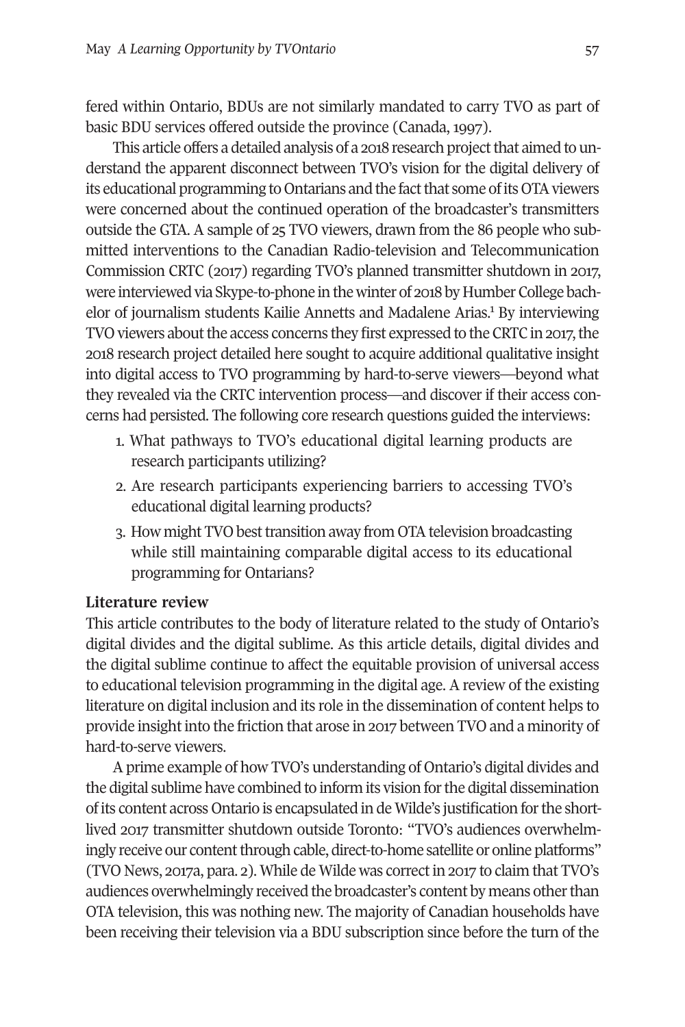fered within Ontario, BDUs are not similarly mandated to carry TVO as part of basic BDU services offered outside the province (Canada, 1997).

This article offers a detailed analysis of a 2018 research project that aimed to understand the apparent disconnect between TVO's vision for the digital delivery of its educational programming to Ontarians and the fact that some of its OTA viewers were concerned about the continued operation of the broadcaster's transmitters outside the GTA. A sample of 25 TVO viewers, drawn from the 86 people who submitted interventions to the Canadian Radio-television and Telecommunication Commission CRTC (2017) regarding TVO's planned transmitter shutdown in 2017, were interviewed via Skype-to-phone in the winter of 2018 by Humber College bachelor of journalism students Kailie Annetts and Madalene Arias.[1] By interviewing TVO viewers about the access concerns they first expressed to the CRTC in 2017, the 2018 research project detailed here sought to acquire additional qualitative insight into digital access to TVO programming by hard-to-serve viewers—beyond what they revealed via the CRTC intervention process—and discover if their access concerns had persisted. The following core research questions guided the interviews:

1. What pathways to TVO's educational digital learning products are research participants utilizing?
2. Are research participants experiencing barriers to accessing TVO's educational digital learning products?
3. How might TVO best transition away from OTA television broadcasting while still maintaining comparable digital access to its educational programming for Ontarians?

**Literature review**

This article contributes to the body of literature related to the study of Ontario's digital divides and the digital sublime. As this article details, digital divides and the digital sublime continue to affect the equitable provision of universal access to educational television programming in the digital age. A review of the existing literature on digital inclusion and its role in the dissemination of content helps to provide insight into the friction that arose in 2017 between TVO and a minority of hard-to-serve viewers.

A prime example of how TVO's understanding of Ontario's digital divides and the digital sublime have combined to inform its vision for the digital dissemination of its content across Ontario is encapsulated in de Wilde's justification for the short-lived 2017 transmitter shutdown outside Toronto: "TVO's audiences overwhelmingly receive our content through cable, direct-to-home satellite or online platforms" (TVO News, 2017a, para. 2). While de Wilde was correct in 2017 to claim that TVO's audiences overwhelmingly received the broadcaster's content by means other than OTA television, this was nothing new. The majority of Canadian households have been receiving their television via a BDU subscription since before the turn of the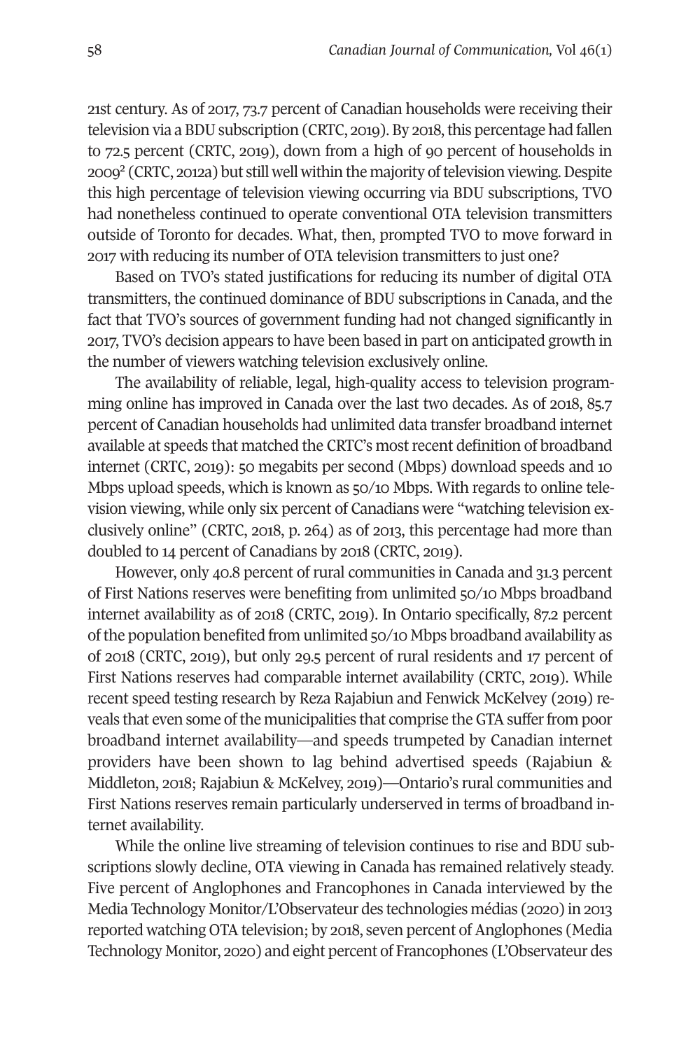21st century. As of 2017, 73.7 percent of Canadian households were receiving their television via a BDU subscription (CRTC, 2019). By 2018, this percentage had fallen to 72.5 percent (CRTC, 2019), down from a high of 90 percent of households in 2009[2] (CRTC, 2012a) but still well within the majority of television viewing. Despite this high percentage of television viewing occurring via BDU subscriptions, TVO had nonetheless continued to operate conventional OTA television transmitters outside of Toronto for decades. What, then, prompted TVO to move forward in 2017 with reducing its number of OTA television transmitters to just one?

Based on TVO's stated justifications for reducing its number of digital OTA transmitters, the continued dominance of BDU subscriptions in Canada, and the fact that TVO's sources of government funding had not changed significantly in 2017, TVO's decision appears to have been based in part on anticipated growth in the number of viewers watching television exclusively online.

The availability of reliable, legal, high-quality access to television programming online has improved in Canada over the last two decades. As of 2018, 85.7 percent of Canadian households had unlimited data transfer broadband internet available at speeds that matched the CRTC's most recent definition of broadband internet (CRTC, 2019): 50 megabits per second (Mbps) download speeds and 10 Mbps upload speeds, which is known as 50/10 Mbps. With regards to online television viewing, while only six percent of Canadians were "watching television exclusively online" (CRTC, 2018, p. 264) as of 2013, this percentage had more than doubled to 14 percent of Canadians by 2018 (CRTC, 2019).

However, only 40.8 percent of rural communities in Canada and 31.3 percent of First Nations reserves were benefiting from unlimited 50/10 Mbps broadband internet availability as of 2018 (CRTC, 2019). In Ontario specifically, 87.2 percent of the population benefited from unlimited 50/10 Mbps broadband availability as of 2018 (CRTC, 2019), but only 29.5 percent of rural residents and 17 percent of First Nations reserves had comparable internet availability (CRTC, 2019). While recent speed testing research by Reza Rajabiun and Fenwick McKelvey (2019) reveals that even some of the municipalities that comprise the GTA suffer from poor broadband internet availability—and speeds trumpeted by Canadian internet providers have been shown to lag behind advertised speeds (Rajabiun & Middleton, 2018; Rajabiun & McKelvey, 2019)—Ontario's rural communities and First Nations reserves remain particularly underserved in terms of broadband internet availability.

While the online live streaming of television continues to rise and BDU subscriptions slowly decline, OTA viewing in Canada has remained relatively steady. Five percent of Anglophones and Francophones in Canada interviewed by the Media Technology Monitor/L'Observateur des technologies médias (2020) in 2013 reported watching OTA television; by 2018, seven percent of Anglophones (Media Technology Monitor, 2020) and eight percent of Francophones (L'Observateur des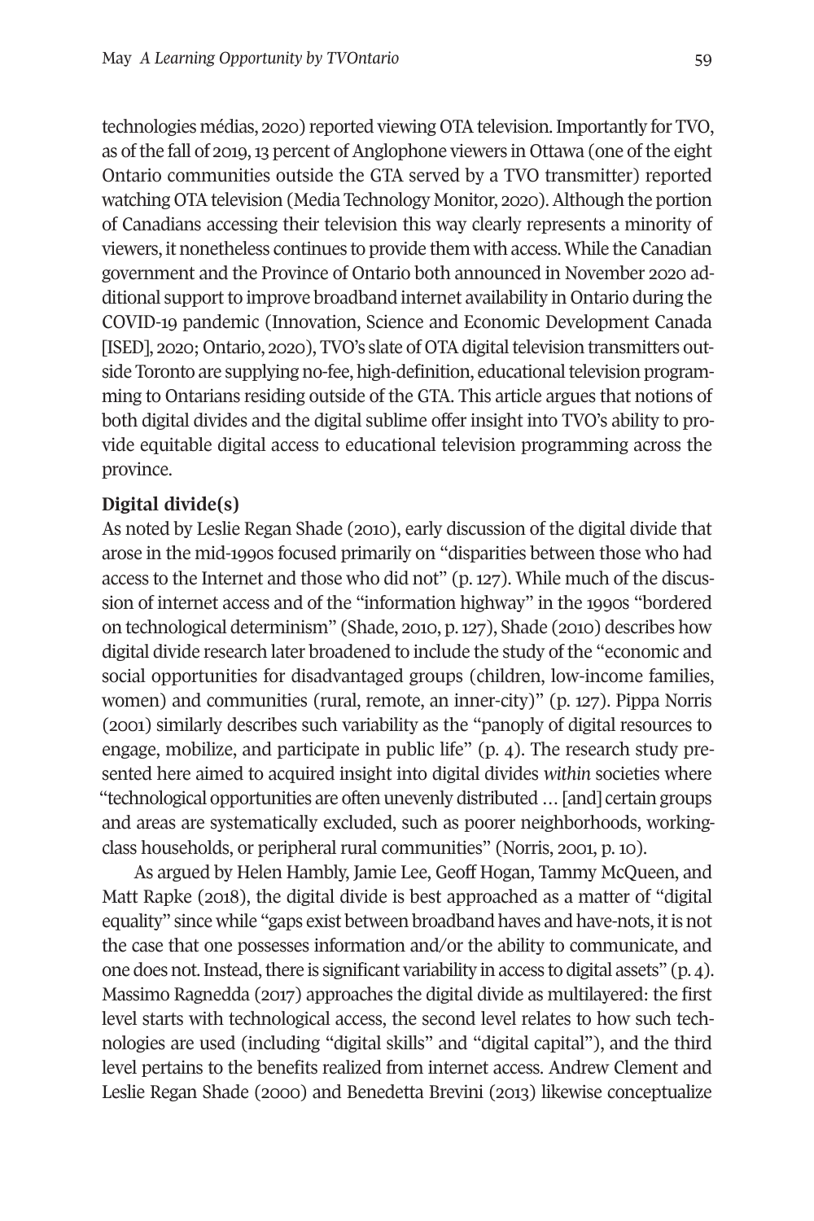technologies médias, 2020) reported viewing OTA television. Importantly for TVO, as of the fall of 2019, 13 percent of Anglophone viewers in Ottawa (one of the eight Ontario communities outside the GTA served by a TVO transmitter) reported watching OTA television (Media Technology Monitor, 2020). Although the portion of Canadians accessing their television this way clearly represents a minority of viewers, it nonetheless continues to provide them with access. While the Canadian government and the Province of Ontario both announced in November 2020 additional support to improve broadband internet availability in Ontario during the COVID-19 pandemic (Innovation, Science and Economic Development Canada [ISED], 2020; Ontario, 2020), TVO's slate of OTA digital television transmitters outside Toronto are supplying no-fee, high-definition, educational television programming to Ontarians residing outside of the GTA. This article argues that notions of both digital divides and the digital sublime offer insight into TVO's ability to provide equitable digital access to educational television programming across the province.

**Digital divide(s)**

As noted by Leslie Regan Shade (2010), early discussion of the digital divide that arose in the mid-1990s focused primarily on "disparities between those who had access to the Internet and those who did not" (p. 127). While much of the discussion of internet access and of the "information highway" in the 1990s "bordered on technological determinism" (Shade, 2010, p. 127), Shade (2010) describes how digital divide research later broadened to include the study of the "economic and social opportunities for disadvantaged groups (children, low-income families, women) and communities (rural, remote, an inner-city)" (p. 127). Pippa Norris (2001) similarly describes such variability as the "panoply of digital resources to engage, mobilize, and participate in public life" (p. 4). The research study presented here aimed to acquired insight into digital divides *within* societies where "technological opportunities are often unevenly distributed … [and] certain groups and areas are systematically excluded, such as poorer neighborhoods, working-class households, or peripheral rural communities" (Norris, 2001, p. 10).

As argued by Helen Hambly, Jamie Lee, Geoff Hogan, Tammy McQueen, and Matt Rapke (2018), the digital divide is best approached as a matter of "digital equality" since while "gaps exist between broadband haves and have-nots, it is not the case that one possesses information and/or the ability to communicate, and one does not. Instead, there is significant variability in access to digital assets" (p. 4). Massimo Ragnedda (2017) approaches the digital divide as multilayered: the first level starts with technological access, the second level relates to how such technologies are used (including "digital skills" and "digital capital"), and the third level pertains to the benefits realized from internet access. Andrew Clement and Leslie Regan Shade (2000) and Benedetta Brevini (2013) likewise conceptualize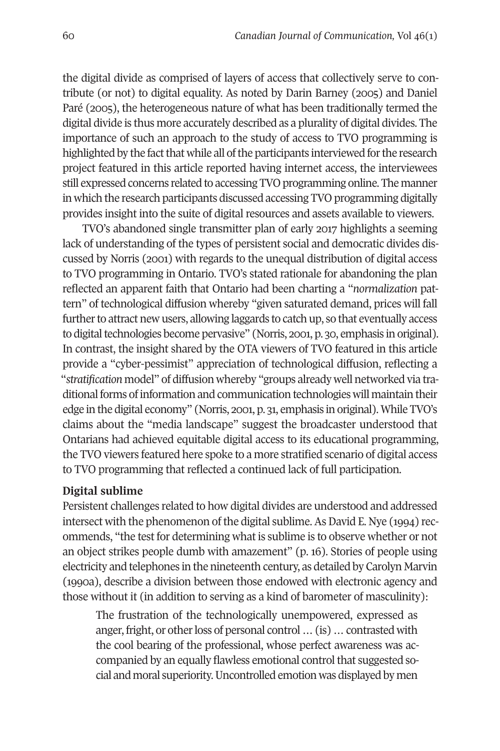the digital divide as comprised of layers of access that collectively serve to contribute (or not) to digital equality. As noted by Darin Barney (2005) and Daniel Paré (2005), the heterogeneous nature of what has been traditionally termed the digital divide is thus more accurately described as a plurality of digital divides. The importance of such an approach to the study of access to TVO programming is highlighted by the fact that while all of the participants interviewed for the research project featured in this article reported having internet access, the interviewees still expressed concerns related to accessing TVO programming online. The manner in which the research participants discussed accessing TVO programming digitally provides insight into the suite of digital resources and assets available to viewers.

TVO's abandoned single transmitter plan of early 2017 highlights a seeming lack of understanding of the types of persistent social and democratic divides discussed by Norris (2001) with regards to the unequal distribution of digital access to TVO programming in Ontario. TVO's stated rationale for abandoning the plan reflected an apparent faith that Ontario had been charting a "*normalization* pattern" of technological diffusion whereby "given saturated demand, prices will fall further to attract new users, allowing laggards to catch up, so that eventually access to digital technologies become pervasive" (Norris, 2001, p. 30, emphasis in original). In contrast, the insight shared by the OTA viewers of TVO featured in this article provide a "cyber-pessimist" appreciation of technological diffusion, reflecting a "*stratification* model" of diffusion whereby "groups already well networked via traditional forms of information and communication technologies will maintain their edge in the digital economy" (Norris, 2001, p. 31, emphasis in original). While TVO's claims about the "media landscape" suggest the broadcaster understood that Ontarians had achieved equitable digital access to its educational programming, the TVO viewers featured here spoke to a more stratified scenario of digital access to TVO programming that reflected a continued lack of full participation.

**Digital sublime**

Persistent challenges related to how digital divides are understood and addressed intersect with the phenomenon of the digital sublime. As David E. Nye (1994) recommends, "the test for determining what is sublime is to observe whether or not an object strikes people dumb with amazement" (p. 16). Stories of people using electricity and telephones in the nineteenth century, as detailed by Carolyn Marvin (1990a), describe a division between those endowed with electronic agency and those without it (in addition to serving as a kind of barometer of masculinity):

> The frustration of the technologically unempowered, expressed as anger, fright, or other loss of personal control … (is) … contrasted with the cool bearing of the professional, whose perfect awareness was accompanied by an equally flawless emotional control that suggested social and moral superiority. Uncontrolled emotion was displayed by men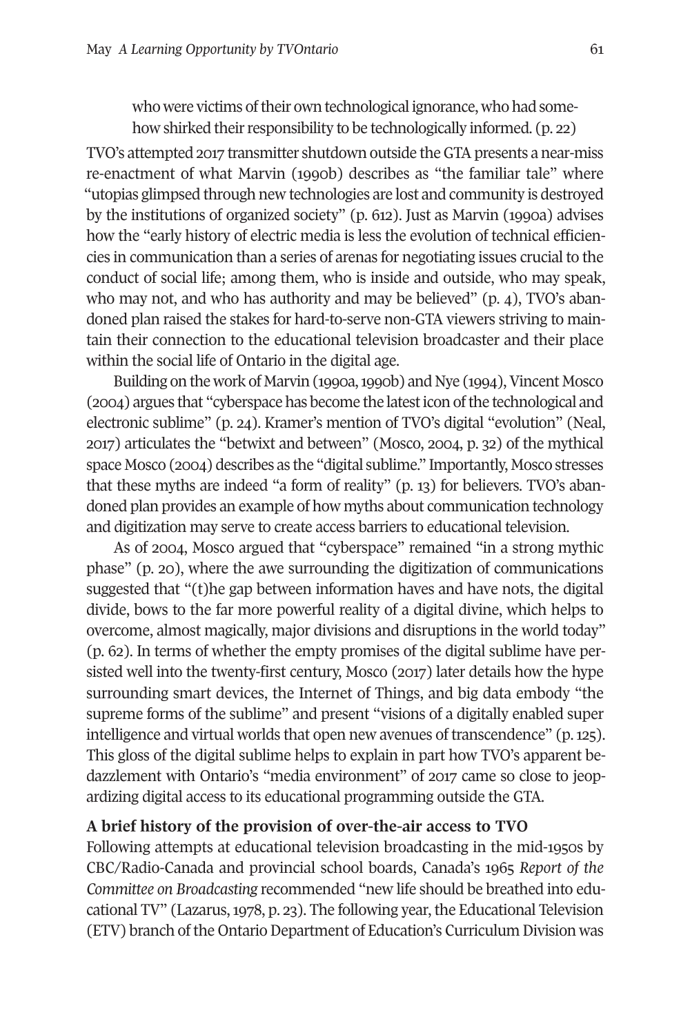> who were victims of their own technological ignorance, who had somehow shirked their responsibility to be technologically informed. (p. 22)

TVO's attempted 2017 transmitter shutdown outside the GTA presents a near-miss re-enactment of what Marvin (1990b) describes as "the familiar tale" where "utopias glimpsed through new technologies are lost and community is destroyed by the institutions of organized society" (p. 612). Just as Marvin (1990a) advises how the "early history of electric media is less the evolution of technical efficiencies in communication than a series of arenas for negotiating issues crucial to the conduct of social life; among them, who is inside and outside, who may speak, who may not, and who has authority and may be believed" (p. 4), TVO's abandoned plan raised the stakes for hard-to-serve non-GTA viewers striving to maintain their connection to the educational television broadcaster and their place within the social life of Ontario in the digital age.

Building on the work of Marvin (1990a, 1990b) and Nye (1994), Vincent Mosco (2004) argues that "cyberspace has become the latest icon of the technological and electronic sublime" (p. 24). Kramer's mention of TVO's digital "evolution" (Neal, 2017) articulates the "betwixt and between" (Mosco, 2004, p. 32) of the mythical space Mosco (2004) describes as the "digital sublime." Importantly, Mosco stresses that these myths are indeed "a form of reality" (p. 13) for believers. TVO's abandoned plan provides an example of how myths about communication technology and digitization may serve to create access barriers to educational television.

As of 2004, Mosco argued that "cyberspace" remained "in a strong mythic phase" (p. 20), where the awe surrounding the digitization of communications suggested that "(t)he gap between information haves and have nots, the digital divide, bows to the far more powerful reality of a digital divine, which helps to overcome, almost magically, major divisions and disruptions in the world today" (p. 62). In terms of whether the empty promises of the digital sublime have persisted well into the twenty-first century, Mosco (2017) later details how the hype surrounding smart devices, the Internet of Things, and big data embody "the supreme forms of the sublime" and present "visions of a digitally enabled super intelligence and virtual worlds that open new avenues of transcendence" (p. 125). This gloss of the digital sublime helps to explain in part how TVO's apparent bedazzlement with Ontario's "media environment" of 2017 came so close to jeopardizing digital access to its educational programming outside the GTA.

**A brief history of the provision of over-the-air access to TVO**

Following attempts at educational television broadcasting in the mid-1950s by CBC/Radio-Canada and provincial school boards, Canada's 1965 *Report of the Committee on Broadcasting* recommended "new life should be breathed into educational TV" (Lazarus, 1978, p. 23). The following year, the Educational Television (ETV) branch of the Ontario Department of Education's Curriculum Division was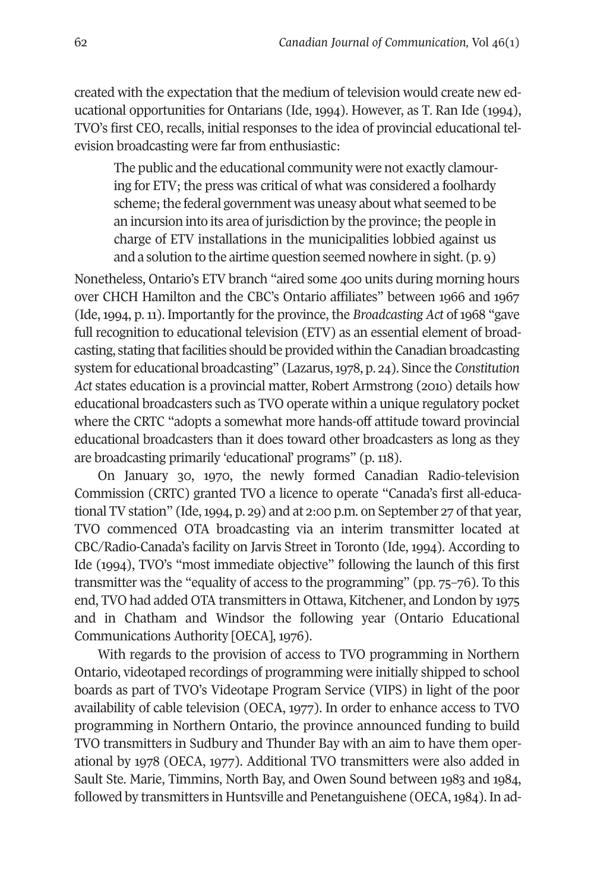created with the expectation that the medium of television would create new educational opportunities for Ontarians (Ide, 1994). However, as T. Ran Ide (1994), TVO's first CEO, recalls, initial responses to the idea of provincial educational television broadcasting were far from enthusiastic:

> The public and the educational community were not exactly clamouring for ETV; the press was critical of what was considered a foolhardy scheme; the federal government was uneasy about what seemed to be an incursion into its area of jurisdiction by the province; the people in charge of ETV installations in the municipalities lobbied against us and a solution to the airtime question seemed nowhere in sight. (p. 9)

Nonetheless, Ontario's ETV branch "aired some 400 units during morning hours over CHCH Hamilton and the CBC's Ontario affiliates" between 1966 and 1967 (Ide, 1994, p. 11). Importantly for the province, the *Broadcasting Act* of 1968 "gave full recognition to educational television (ETV) as an essential element of broadcasting, stating that facilities should be provided within the Canadian broadcasting system for educational broadcasting" (Lazarus, 1978, p. 24). Since the *Constitution Act* states education is a provincial matter, Robert Armstrong (2010) details how educational broadcasters such as TVO operate within a unique regulatory pocket where the CRTC "adopts a somewhat more hands-off attitude toward provincial educational broadcasters than it does toward other broadcasters as long as they are broadcasting primarily 'educational' programs" (p. 118).

On January 30, 1970, the newly formed Canadian Radio-television Commission (CRTC) granted TVO a licence to operate "Canada's first all-educational TV station" (Ide, 1994, p. 29) and at 2:00 p.m. on September 27 of that year, TVO commenced OTA broadcasting via an interim transmitter located at CBC/Radio-Canada's facility on Jarvis Street in Toronto (Ide, 1994). According to Ide (1994), TVO's "most immediate objective" following the launch of this first transmitter was the "equality of access to the programming" (pp. 75–76). To this end, TVO had added OTA transmitters in Ottawa, Kitchener, and London by 1975 and in Chatham and Windsor the following year (Ontario Educational Communications Authority [OECA], 1976).

With regards to the provision of access to TVO programming in Northern Ontario, videotaped recordings of programming were initially shipped to school boards as part of TVO's Videotape Program Service (VIPS) in light of the poor availability of cable television (OECA, 1977). In order to enhance access to TVO programming in Northern Ontario, the province announced funding to build TVO transmitters in Sudbury and Thunder Bay with an aim to have them operational by 1978 (OECA, 1977). Additional TVO transmitters were also added in Sault Ste. Marie, Timmins, North Bay, and Owen Sound between 1983 and 1984, followed by transmitters in Huntsville and Penetanguishene (OECA, 1984). In ad-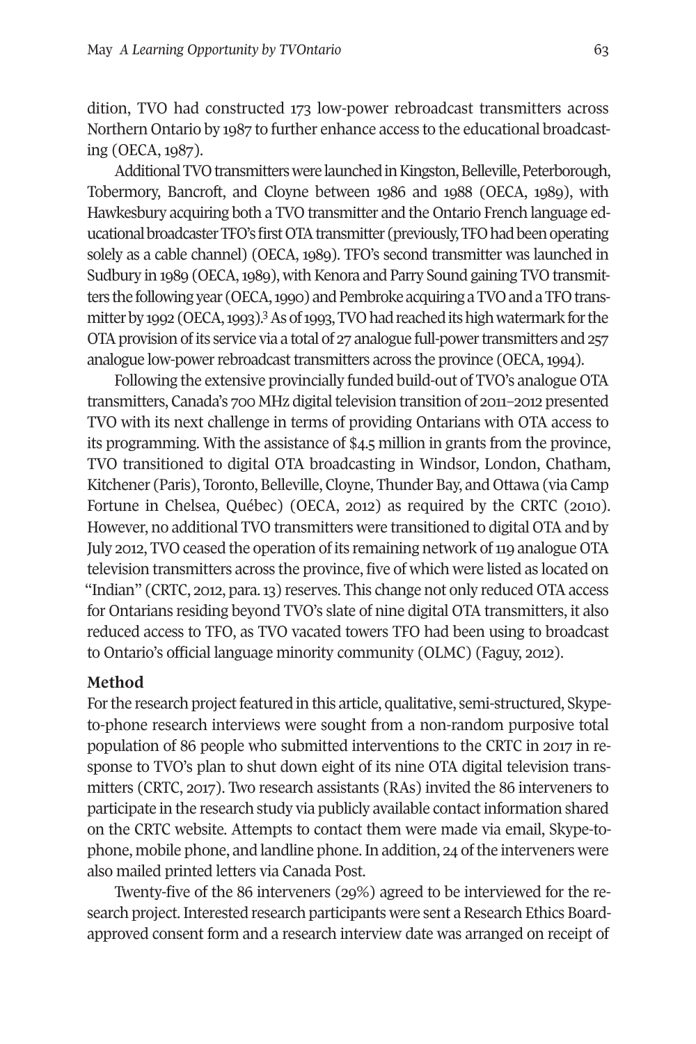dition, TVO had constructed 173 low-power rebroadcast transmitters across Northern Ontario by 1987 to further enhance access to the educational broadcasting (OECA, 1987).

Additional TVO transmitters were launched in Kingston, Belleville, Peterborough, Tobermory, Bancroft, and Cloyne between 1986 and 1988 (OECA, 1989), with Hawkesbury acquiring both a TVO transmitter and the Ontario French language educational broadcaster TFO's first OTA transmitter (previously, TFO had been operating solely as a cable channel) (OECA, 1989). TFO's second transmitter was launched in Sudbury in 1989 (OECA, 1989), with Kenora and Parry Sound gaining TVO transmitters the following year (OECA, 1990) and Pembroke acquiring a TVO and a TFO transmitter by 1992 (OECA, 1993).[3] As of 1993, TVO had reached its high watermark for the OTA provision of its service via a total of 27 analogue full-power transmitters and 257 analogue low-power rebroadcast transmitters across the province (OECA, 1994).

Following the extensive provincially funded build-out of TVO's analogue OTA transmitters, Canada's 700 MHz digital television transition of 2011–2012 presented TVO with its next challenge in terms of providing Ontarians with OTA access to its programming. With the assistance of $4.5 million in grants from the province, TVO transitioned to digital OTA broadcasting in Windsor, London, Chatham, Kitchener (Paris), Toronto, Belleville, Cloyne, Thunder Bay, and Ottawa (via Camp Fortune in Chelsea, Québec) (OECA, 2012) as required by the CRTC (2010). However, no additional TVO transmitters were transitioned to digital OTA and by July 2012, TVO ceased the operation of its remaining network of 119 analogue OTA television transmitters across the province, five of which were listed as located on "Indian" (CRTC, 2012, para. 13) reserves. This change not only reduced OTA access for Ontarians residing beyond TVO's slate of nine digital OTA transmitters, it also reduced access to TFO, as TVO vacated towers TFO had been using to broadcast to Ontario's official language minority community (OLMC) (Faguy, 2012).

## Method

For the research project featured in this article, qualitative, semi-structured, Skype-to-phone research interviews were sought from a non-random purposive total population of 86 people who submitted interventions to the CRTC in 2017 in response to TVO's plan to shut down eight of its nine OTA digital television transmitters (CRTC, 2017). Two research assistants (RAs) invited the 86 interveners to participate in the research study via publicly available contact information shared on the CRTC website. Attempts to contact them were made via email, Skype-to-phone, mobile phone, and landline phone. In addition, 24 of the interveners were also mailed printed letters via Canada Post.

Twenty-five of the 86 interveners (29%) agreed to be interviewed for the research project. Interested research participants were sent a Research Ethics Board-approved consent form and a research interview date was arranged on receipt of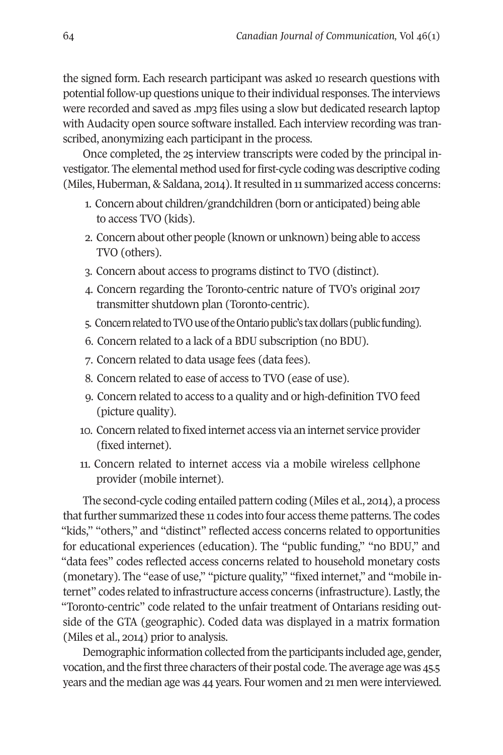the signed form. Each research participant was asked 10 research questions with potential follow-up questions unique to their individual responses. The interviews were recorded and saved as .mp3 files using a slow but dedicated research laptop with Audacity open source software installed. Each interview recording was transcribed, anonymizing each participant in the process.

Once completed, the 25 interview transcripts were coded by the principal investigator. The elemental method used for first-cycle coding was descriptive coding (Miles, Huberman, & Saldana, 2014). It resulted in 11 summarized access concerns:

1. Concern about children/grandchildren (born or anticipated) being able to access TVO (kids).
2. Concern about other people (known or unknown) being able to access TVO (others).
3. Concern about access to programs distinct to TVO (distinct).
4. Concern regarding the Toronto-centric nature of TVO's original 2017 transmitter shutdown plan (Toronto-centric).
5. Concern related to TVO use of the Ontario public's tax dollars (public funding).
6. Concern related to a lack of a BDU subscription (no BDU).
7. Concern related to data usage fees (data fees).
8. Concern related to ease of access to TVO (ease of use).
9. Concern related to access to a quality and or high-definition TVO feed (picture quality).
10. Concern related to fixed internet access via an internet service provider (fixed internet).
11. Concern related to internet access via a mobile wireless cellphone provider (mobile internet).

The second-cycle coding entailed pattern coding (Miles et al., 2014), a process that further summarized these 11 codes into four access theme patterns. The codes "kids," "others," and "distinct" reflected access concerns related to opportunities for educational experiences (education). The "public funding," "no BDU," and "data fees" codes reflected access concerns related to household monetary costs (monetary). The "ease of use," "picture quality," "fixed internet," and "mobile internet" codes related to infrastructure access concerns (infrastructure). Lastly, the "Toronto-centric" code related to the unfair treatment of Ontarians residing outside of the GTA (geographic). Coded data was displayed in a matrix formation (Miles et al., 2014) prior to analysis.

Demographic information collected from the participants included age, gender, vocation, and the first three characters of their postal code. The average age was 45.5 years and the median age was 44 years. Four women and 21 men were interviewed.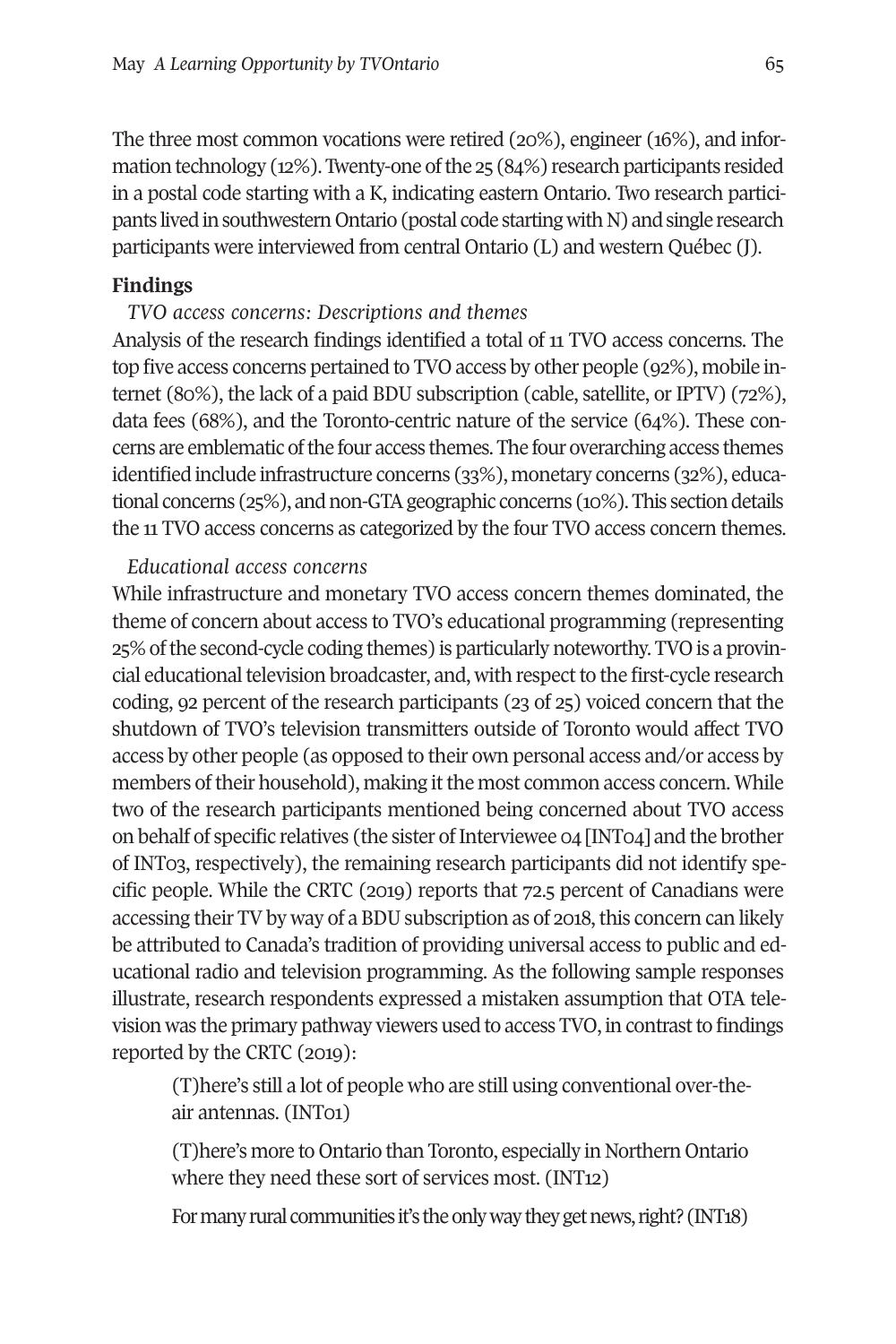The three most common vocations were retired (20%), engineer (16%), and information technology (12%). Twenty-one of the 25 (84%) research participants resided in a postal code starting with a K, indicating eastern Ontario. Two research participants lived in southwestern Ontario (postal code starting with N) and single research participants were interviewed from central Ontario (L) and western Québec (J).

## Findings

### *TVO access concerns: Descriptions and themes*

Analysis of the research findings identified a total of 11 TVO access concerns. The top five access concerns pertained to TVO access by other people (92%), mobile internet (80%), the lack of a paid BDU subscription (cable, satellite, or IPTV) (72%), data fees (68%), and the Toronto-centric nature of the service (64%). These concerns are emblematic of the four access themes. The four overarching access themes identified include infrastructure concerns (33%), monetary concerns (32%), educational concerns (25%), and non-GTA geographic concerns (10%). This section details the 11 TVO access concerns as categorized by the four TVO access concern themes.

### *Educational access concerns*

While infrastructure and monetary TVO access concern themes dominated, the theme of concern about access to TVO's educational programming (representing 25% of the second-cycle coding themes) is particularly noteworthy. TVO is a provincial educational television broadcaster, and, with respect to the first-cycle research coding, 92 percent of the research participants (23 of 25) voiced concern that the shutdown of TVO's television transmitters outside of Toronto would affect TVO access by other people (as opposed to their own personal access and/or access by members of their household), making it the most common access concern. While two of the research participants mentioned being concerned about TVO access on behalf of specific relatives (the sister of Interviewee 04 [INT04] and the brother of INT03, respectively), the remaining research participants did not identify specific people. While the CRTC (2019) reports that 72.5 percent of Canadians were accessing their TV by way of a BDU subscription as of 2018, this concern can likely be attributed to Canada's tradition of providing universal access to public and educational radio and television programming. As the following sample responses illustrate, research respondents expressed a mistaken assumption that OTA television was the primary pathway viewers used to access TVO, in contrast to findings reported by the CRTC (2019):

> (T)here's still a lot of people who are still using conventional over-the-air antennas. (INT01)

> (T)here's more to Ontario than Toronto, especially in Northern Ontario where they need these sort of services most. (INT12)

> For many rural communities it's the only way they get news, right? (INT18)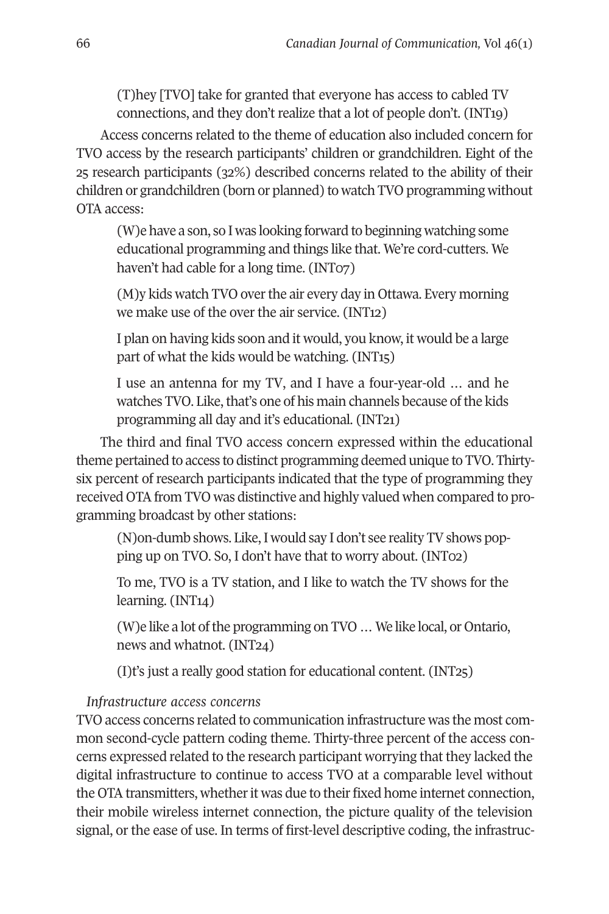> (T)hey [TVO] take for granted that everyone has access to cabled TV connections, and they don't realize that a lot of people don't. (INT19)

Access concerns related to the theme of education also included concern for TVO access by the research participants' children or grandchildren. Eight of the 25 research participants (32%) described concerns related to the ability of their children or grandchildren (born or planned) to watch TVO programming without OTA access:

> (W)e have a son, so I was looking forward to beginning watching some educational programming and things like that. We're cord-cutters. We haven't had cable for a long time. (INT07)

> (M)y kids watch TVO over the air every day in Ottawa. Every morning we make use of the over the air service. (INT12)

> I plan on having kids soon and it would, you know, it would be a large part of what the kids would be watching. (INT15)

> I use an antenna for my TV, and I have a four-year-old … and he watches TVO. Like, that's one of his main channels because of the kids programming all day and it's educational. (INT21)

The third and final TVO access concern expressed within the educational theme pertained to access to distinct programming deemed unique to TVO. Thirty-six percent of research participants indicated that the type of programming they received OTA from TVO was distinctive and highly valued when compared to programming broadcast by other stations:

> (N)on-dumb shows. Like, I would say I don't see reality TV shows popping up on TVO. So, I don't have that to worry about. (INT02)

> To me, TVO is a TV station, and I like to watch the TV shows for the learning. (INT14)

> (W)e like a lot of the programming on TVO … We like local, or Ontario, news and whatnot. (INT24)

> (I)t's just a really good station for educational content. (INT25)

*Infrastructure access concerns*

TVO access concerns related to communication infrastructure was the most common second-cycle pattern coding theme. Thirty-three percent of the access concerns expressed related to the research participant worrying that they lacked the digital infrastructure to continue to access TVO at a comparable level without the OTA transmitters, whether it was due to their fixed home internet connection, their mobile wireless internet connection, the picture quality of the television signal, or the ease of use. In terms of first-level descriptive coding, the infrastruc-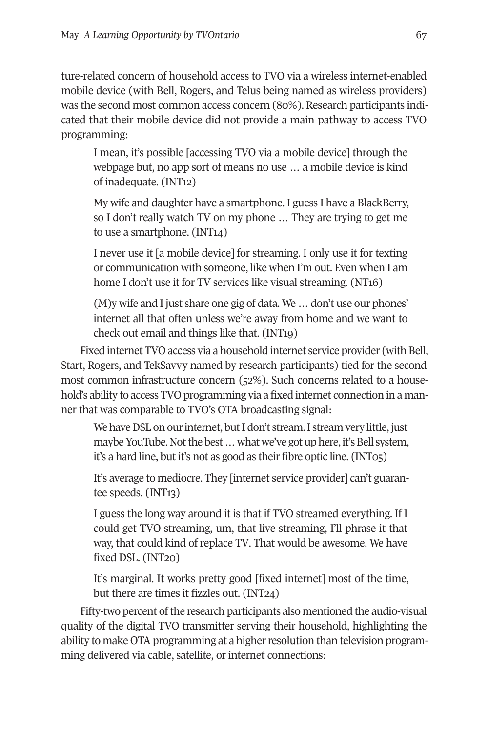ture-related concern of household access to TVO via a wireless internet-enabled mobile device (with Bell, Rogers, and Telus being named as wireless providers) was the second most common access concern (80%). Research participants indicated that their mobile device did not provide a main pathway to access TVO programming:

> I mean, it's possible [accessing TVO via a mobile device] through the webpage but, no app sort of means no use … a mobile device is kind of inadequate. (INT12)

> My wife and daughter have a smartphone. I guess I have a BlackBerry, so I don't really watch TV on my phone … They are trying to get me to use a smartphone. (INT14)

> I never use it [a mobile device] for streaming. I only use it for texting or communication with someone, like when I'm out. Even when I am home I don't use it for TV services like visual streaming. (NT16)

> (M)y wife and I just share one gig of data. We … don't use our phones' internet all that often unless we're away from home and we want to check out email and things like that. (INT19)

Fixed internet TVO access via a household internet service provider (with Bell, Start, Rogers, and TekSavvy named by research participants) tied for the second most common infrastructure concern (52%). Such concerns related to a household's ability to access TVO programming via a fixed internet connection in a manner that was comparable to TVO's OTA broadcasting signal:

> We have DSL on our internet, but I don't stream. I stream very little, just maybe YouTube. Not the best … what we've got up here, it's Bell system, it's a hard line, but it's not as good as their fibre optic line. (INT05)

> It's average to mediocre. They [internet service provider] can't guarantee speeds. (INT13)

> I guess the long way around it is that if TVO streamed everything. If I could get TVO streaming, um, that live streaming, I'll phrase it that way, that could kind of replace TV. That would be awesome. We have fixed DSL. (INT20)

> It's marginal. It works pretty good [fixed internet] most of the time, but there are times it fizzles out. (INT24)

Fifty-two percent of the research participants also mentioned the audio-visual quality of the digital TVO transmitter serving their household, highlighting the ability to make OTA programming at a higher resolution than television programming delivered via cable, satellite, or internet connections: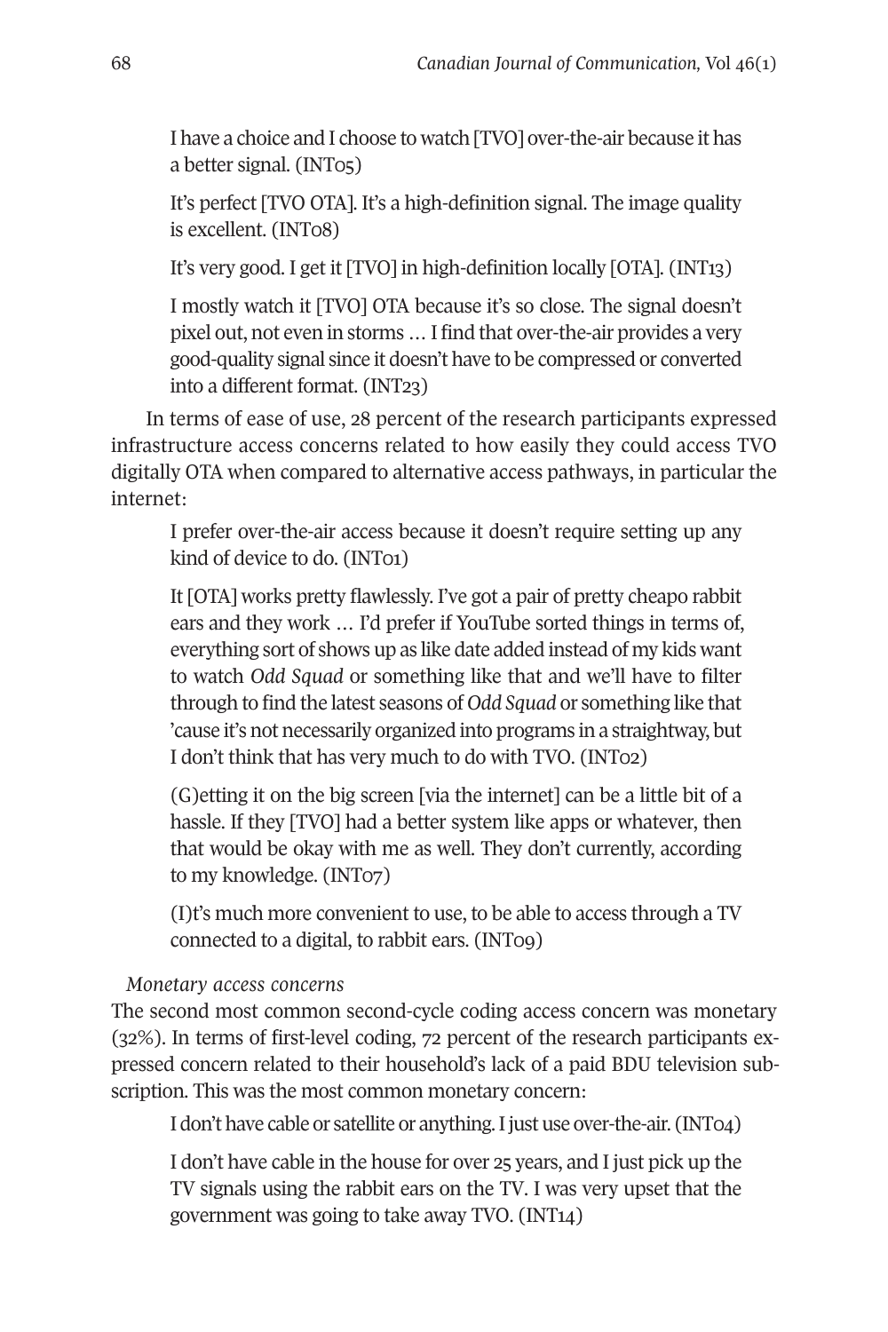I have a choice and I choose to watch [TVO] over-the-air because it has a better signal. (INT05)

It's perfect [TVO OTA]. It's a high-definition signal. The image quality is excellent. (INT08)

It's very good. I get it [TVO] in high-definition locally [OTA]. (INT13)

I mostly watch it [TVO] OTA because it's so close. The signal doesn't pixel out, not even in storms … I find that over-the-air provides a very good-quality signal since it doesn't have to be compressed or converted into a different format. (INT23)

In terms of ease of use, 28 percent of the research participants expressed infrastructure access concerns related to how easily they could access TVO digitally OTA when compared to alternative access pathways, in particular the internet:

I prefer over-the-air access because it doesn't require setting up any kind of device to do. (INT01)

It [OTA] works pretty flawlessly. I've got a pair of pretty cheapo rabbit ears and they work … I'd prefer if YouTube sorted things in terms of, everything sort of shows up as like date added instead of my kids want to watch *Odd Squad* or something like that and we'll have to filter through to find the latest seasons of *Odd Squad* or something like that 'cause it's not necessarily organized into programs in a straightway, but I don't think that has very much to do with TVO. (INT02)

(G)etting it on the big screen [via the internet] can be a little bit of a hassle. If they [TVO] had a better system like apps or whatever, then that would be okay with me as well. They don't currently, according to my knowledge. (INT07)

(I)t's much more convenient to use, to be able to access through a TV connected to a digital, to rabbit ears. (INT09)

*Monetary access concerns*

The second most common second-cycle coding access concern was monetary (32%). In terms of first-level coding, 72 percent of the research participants expressed concern related to their household's lack of a paid BDU television subscription. This was the most common monetary concern:

I don't have cable or satellite or anything. I just use over-the-air. (INT04)

I don't have cable in the house for over 25 years, and I just pick up the TV signals using the rabbit ears on the TV. I was very upset that the government was going to take away TVO. (INT14)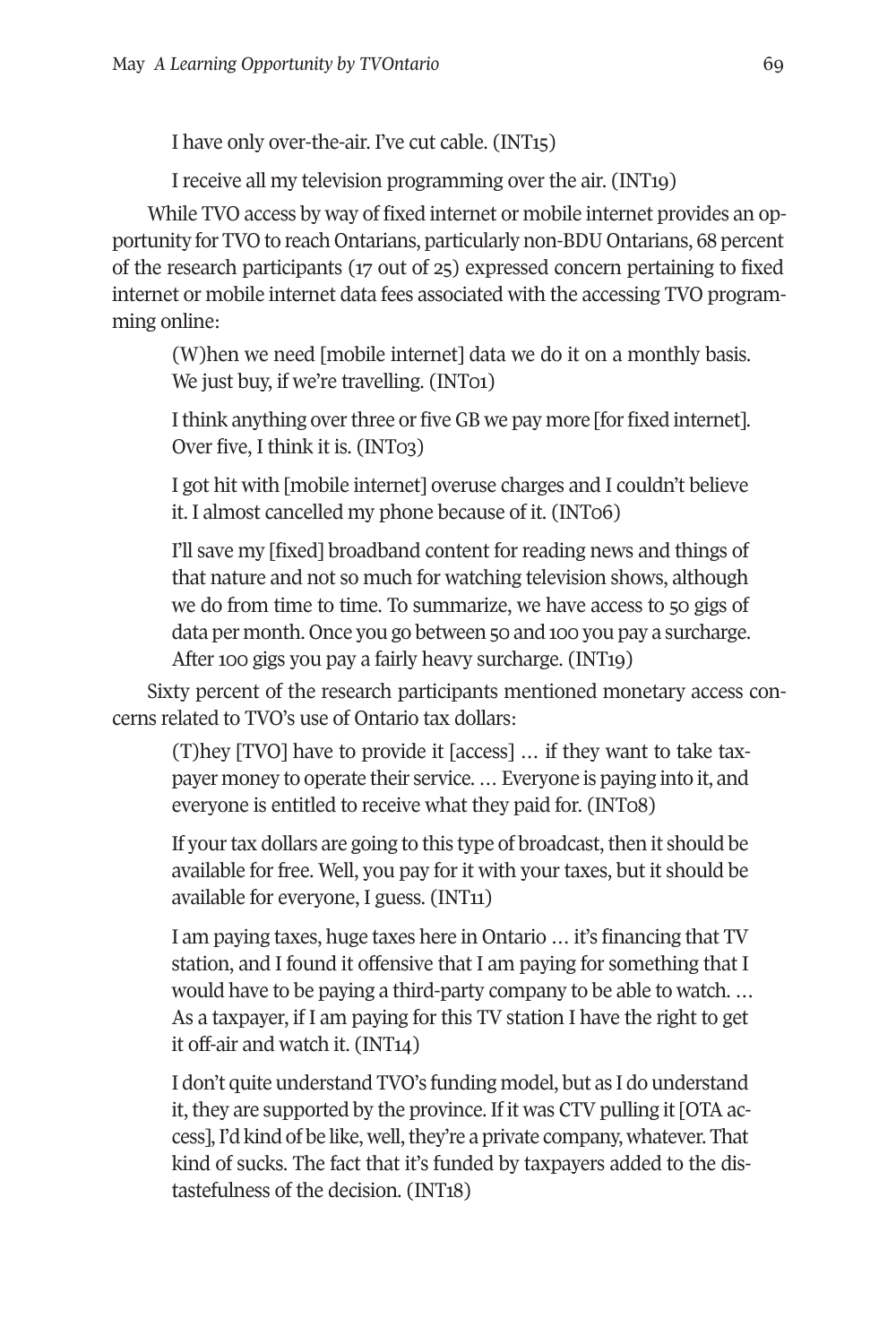> I have only over-the-air. I've cut cable. (INT15)

> I receive all my television programming over the air. (INT19)

While TVO access by way of fixed internet or mobile internet provides an opportunity for TVO to reach Ontarians, particularly non-BDU Ontarians, 68 percent of the research participants (17 out of 25) expressed concern pertaining to fixed internet or mobile internet data fees associated with the accessing TVO programming online:

> (W)hen we need [mobile internet] data we do it on a monthly basis. We just buy, if we're travelling. (INT01)

> I think anything over three or five GB we pay more [for fixed internet]. Over five, I think it is. (INT03)

> I got hit with [mobile internet] overuse charges and I couldn't believe it. I almost cancelled my phone because of it. (INT06)

> I'll save my [fixed] broadband content for reading news and things of that nature and not so much for watching television shows, although we do from time to time. To summarize, we have access to 50 gigs of data per month. Once you go between 50 and 100 you pay a surcharge. After 100 gigs you pay a fairly heavy surcharge. (INT19)

Sixty percent of the research participants mentioned monetary access concerns related to TVO's use of Ontario tax dollars:

> (T)hey [TVO] have to provide it [access] … if they want to take taxpayer money to operate their service. … Everyone is paying into it, and everyone is entitled to receive what they paid for. (INT08)

> If your tax dollars are going to this type of broadcast, then it should be available for free. Well, you pay for it with your taxes, but it should be available for everyone, I guess. (INT11)

> I am paying taxes, huge taxes here in Ontario … it's financing that TV station, and I found it offensive that I am paying for something that I would have to be paying a third-party company to be able to watch. … As a taxpayer, if I am paying for this TV station I have the right to get it off-air and watch it. (INT14)

> I don't quite understand TVO's funding model, but as I do understand it, they are supported by the province. If it was CTV pulling it [OTA access], I'd kind of be like, well, they're a private company, whatever. That kind of sucks. The fact that it's funded by taxpayers added to the distastefulness of the decision. (INT18)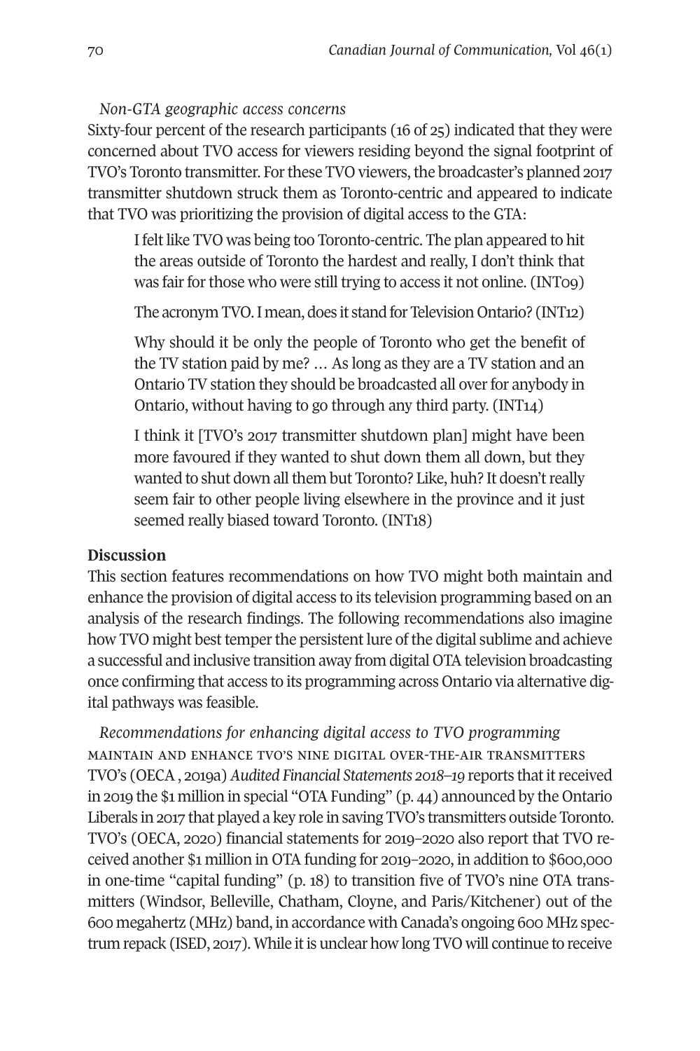*Non-GTA geographic access concerns*

Sixty-four percent of the research participants (16 of 25) indicated that they were concerned about TVO access for viewers residing beyond the signal footprint of TVO's Toronto transmitter. For these TVO viewers, the broadcaster's planned 2017 transmitter shutdown struck them as Toronto-centric and appeared to indicate that TVO was prioritizing the provision of digital access to the GTA:

> I felt like TVO was being too Toronto-centric. The plan appeared to hit the areas outside of Toronto the hardest and really, I don't think that was fair for those who were still trying to access it not online. (INT09)
>
> The acronym TVO. I mean, does it stand for Television Ontario? (INT12)
>
> Why should it be only the people of Toronto who get the benefit of the TV station paid by me? … As long as they are a TV station and an Ontario TV station they should be broadcasted all over for anybody in Ontario, without having to go through any third party. (INT14)
>
> I think it [TVO's 2017 transmitter shutdown plan] might have been more favoured if they wanted to shut down them all down, but they wanted to shut down all them but Toronto? Like, huh? It doesn't really seem fair to other people living elsewhere in the province and it just seemed really biased toward Toronto. (INT18)

## Discussion

This section features recommendations on how TVO might both maintain and enhance the provision of digital access to its television programming based on an analysis of the research findings. The following recommendations also imagine how TVO might best temper the persistent lure of the digital sublime and achieve a successful and inclusive transition away from digital OTA television broadcasting once confirming that access to its programming across Ontario via alternative digital pathways was feasible.

*Recommendations for enhancing digital access to TVO programming*

MAINTAIN AND ENHANCE TVO'S NINE DIGITAL OVER-THE-AIR TRANSMITTERS

TVO's (OECA , 2019a) *Audited Financial Statements 2018–19* reports that it received in 2019 the $1 million in special "OTA Funding" (p. 44) announced by the Ontario Liberals in 2017 that played a key role in saving TVO's transmitters outside Toronto. TVO's (OECA, 2020) financial statements for 2019–2020 also report that TVO received another $1 million in OTA funding for 2019–2020, in addition to $600,000 in one-time "capital funding" (p. 18) to transition five of TVO's nine OTA transmitters (Windsor, Belleville, Chatham, Cloyne, and Paris/Kitchener) out of the 600 megahertz (MHz) band, in accordance with Canada's ongoing 600 MHz spectrum repack (ISED, 2017). While it is unclear how long TVO will continue to receive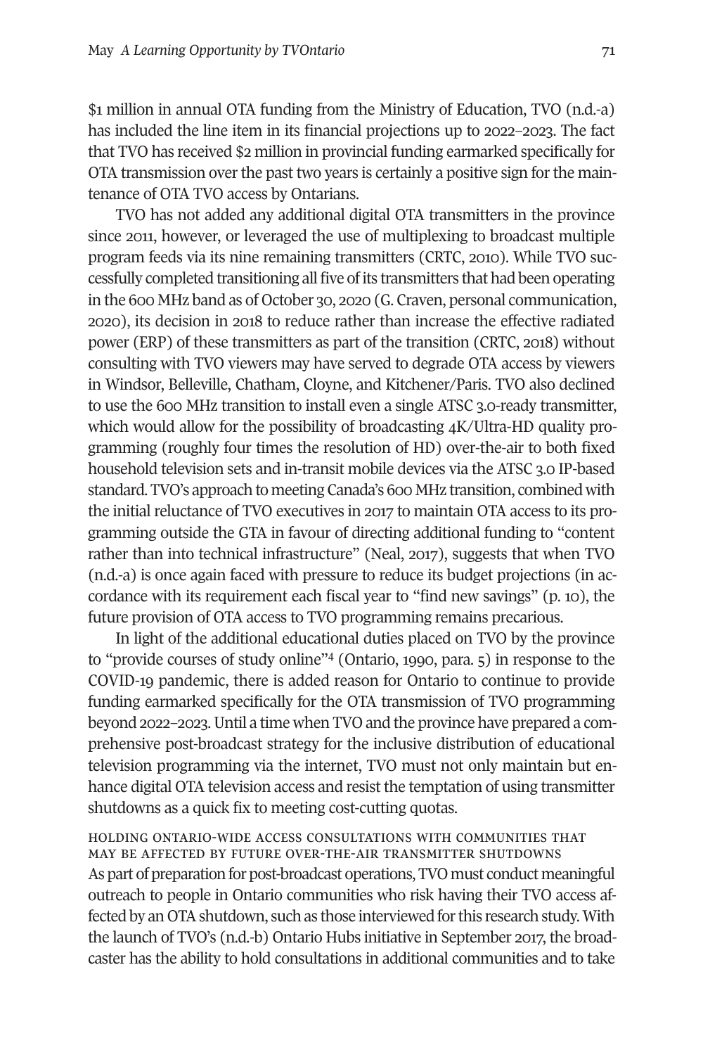$1 million in annual OTA funding from the Ministry of Education, TVO (n.d.-a) has included the line item in its financial projections up to 2022–2023. The fact that TVO has received $2 million in provincial funding earmarked specifically for OTA transmission over the past two years is certainly a positive sign for the maintenance of OTA TVO access by Ontarians.

TVO has not added any additional digital OTA transmitters in the province since 2011, however, or leveraged the use of multiplexing to broadcast multiple program feeds via its nine remaining transmitters (CRTC, 2010). While TVO successfully completed transitioning all five of its transmitters that had been operating in the 600 MHz band as of October 30, 2020 (G. Craven, personal communication, 2020), its decision in 2018 to reduce rather than increase the effective radiated power (ERP) of these transmitters as part of the transition (CRTC, 2018) without consulting with TVO viewers may have served to degrade OTA access by viewers in Windsor, Belleville, Chatham, Cloyne, and Kitchener/Paris. TVO also declined to use the 600 MHz transition to install even a single ATSC 3.0-ready transmitter, which would allow for the possibility of broadcasting 4K/Ultra-HD quality programming (roughly four times the resolution of HD) over-the-air to both fixed household television sets and in-transit mobile devices via the ATSC 3.0 IP-based standard. TVO's approach to meeting Canada's 600 MHz transition, combined with the initial reluctance of TVO executives in 2017 to maintain OTA access to its programming outside the GTA in favour of directing additional funding to "content rather than into technical infrastructure" (Neal, 2017), suggests that when TVO (n.d.-a) is once again faced with pressure to reduce its budget projections (in accordance with its requirement each fiscal year to "find new savings" (p. 10), the future provision of OTA access to TVO programming remains precarious.

In light of the additional educational duties placed on TVO by the province to "provide courses of study online"[4] (Ontario, 1990, para. 5) in response to the COVID-19 pandemic, there is added reason for Ontario to continue to provide funding earmarked specifically for the OTA transmission of TVO programming beyond 2022–2023. Until a time when TVO and the province have prepared a comprehensive post-broadcast strategy for the inclusive distribution of educational television programming via the internet, TVO must not only maintain but enhance digital OTA television access and resist the temptation of using transmitter shutdowns as a quick fix to meeting cost-cutting quotas.

### Holding Ontario-wide access consultations with communities that may be affected by future over-the-air transmitter shutdowns

As part of preparation for post-broadcast operations, TVO must conduct meaningful outreach to people in Ontario communities who risk having their TVO access affected by an OTA shutdown, such as those interviewed for this research study. With the launch of TVO's (n.d.-b) Ontario Hubs initiative in September 2017, the broadcaster has the ability to hold consultations in additional communities and to take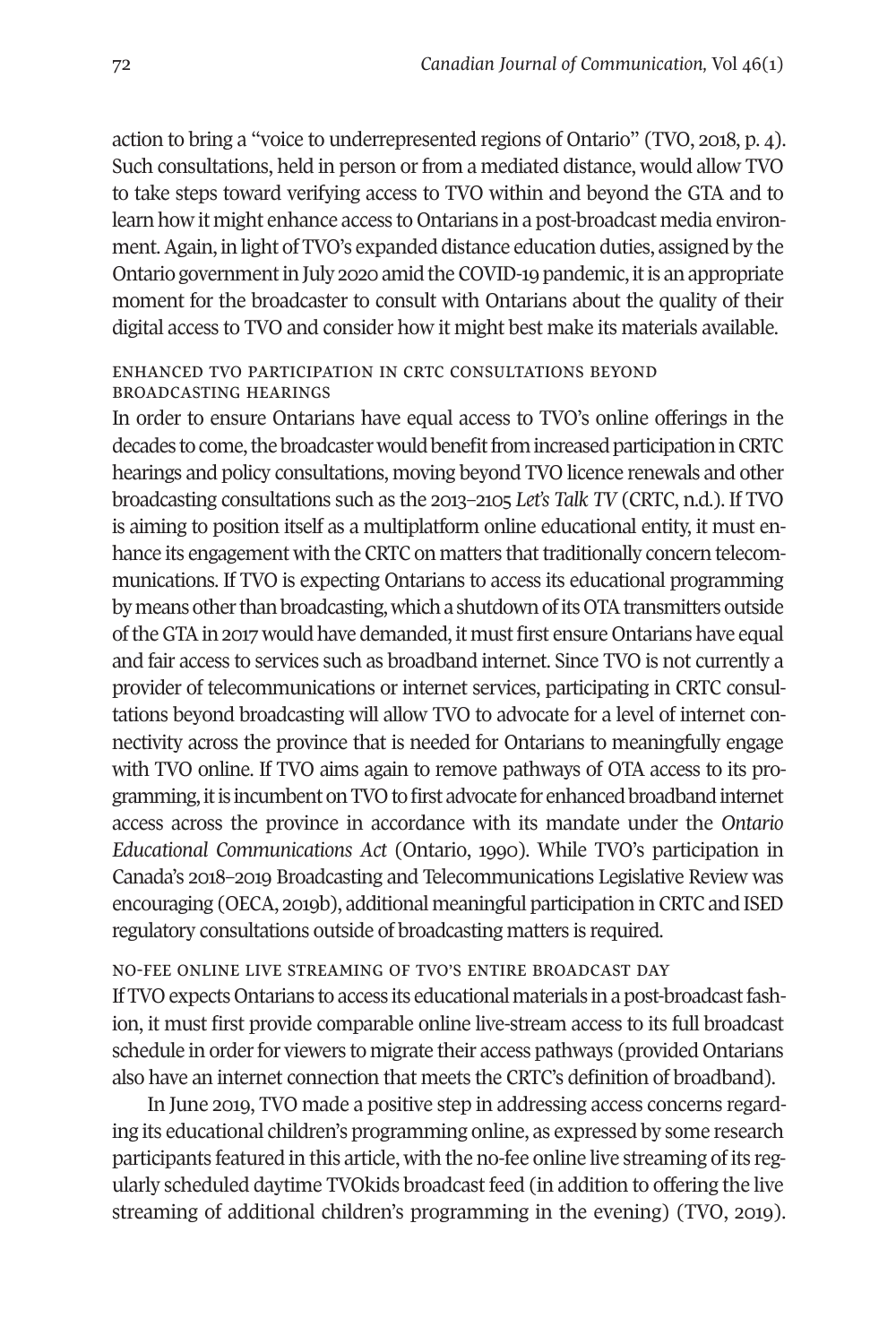action to bring a "voice to underrepresented regions of Ontario" (TVO, 2018, p. 4). Such consultations, held in person or from a mediated distance, would allow TVO to take steps toward verifying access to TVO within and beyond the GTA and to learn how it might enhance access to Ontarians in a post-broadcast media environment. Again, in light of TVO's expanded distance education duties, assigned by the Ontario government in July 2020 amid the COVID-19 pandemic, it is an appropriate moment for the broadcaster to consult with Ontarians about the quality of their digital access to TVO and consider how it might best make its materials available.

#### Enhanced TVO participation in CRTC consultations beyond broadcasting hearings

In order to ensure Ontarians have equal access to TVO's online offerings in the decades to come, the broadcaster would benefit from increased participation in CRTC hearings and policy consultations, moving beyond TVO licence renewals and other broadcasting consultations such as the 2013–2105 *Let's Talk TV* (CRTC, n.d.). If TVO is aiming to position itself as a multiplatform online educational entity, it must enhance its engagement with the CRTC on matters that traditionally concern telecommunications. If TVO is expecting Ontarians to access its educational programming by means other than broadcasting, which a shutdown of its OTA transmitters outside of the GTA in 2017 would have demanded, it must first ensure Ontarians have equal and fair access to services such as broadband internet. Since TVO is not currently a provider of telecommunications or internet services, participating in CRTC consultations beyond broadcasting will allow TVO to advocate for a level of internet connectivity across the province that is needed for Ontarians to meaningfully engage with TVO online. If TVO aims again to remove pathways of OTA access to its programming, it is incumbent on TVO to first advocate for enhanced broadband internet access across the province in accordance with its mandate under the *Ontario Educational Communications Act* (Ontario, 1990). While TVO's participation in Canada's 2018–2019 Broadcasting and Telecommunications Legislative Review was encouraging (OECA, 2019b), additional meaningful participation in CRTC and ISED regulatory consultations outside of broadcasting matters is required.

#### No-fee online live streaming of TVO's entire broadcast day

If TVO expects Ontarians to access its educational materials in a post-broadcast fashion, it must first provide comparable online live-stream access to its full broadcast schedule in order for viewers to migrate their access pathways (provided Ontarians also have an internet connection that meets the CRTC's definition of broadband).

In June 2019, TVO made a positive step in addressing access concerns regarding its educational children's programming online, as expressed by some research participants featured in this article, with the no-fee online live streaming of its regularly scheduled daytime TVOkids broadcast feed (in addition to offering the live streaming of additional children's programming in the evening) (TVO, 2019).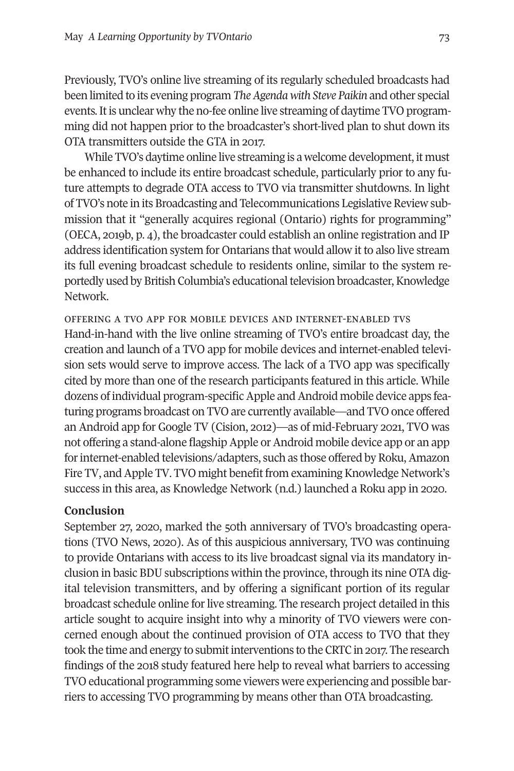Previously, TVO's online live streaming of its regularly scheduled broadcasts had been limited to its evening program *The Agenda with Steve Paikin* and other special events. It is unclear why the no-fee online live streaming of daytime TVO programming did not happen prior to the broadcaster's short-lived plan to shut down its OTA transmitters outside the GTA in 2017.

While TVO's daytime online live streaming is a welcome development, it must be enhanced to include its entire broadcast schedule, particularly prior to any future attempts to degrade OTA access to TVO via transmitter shutdowns. In light of TVO's note in its Broadcasting and Telecommunications Legislative Review submission that it "generally acquires regional (Ontario) rights for programming" (OECA, 2019b, p. 4), the broadcaster could establish an online registration and IP address identification system for Ontarians that would allow it to also live stream its full evening broadcast schedule to residents online, similar to the system reportedly used by British Columbia's educational television broadcaster, Knowledge Network.

#### Offering a TVO app for mobile devices and internet-enabled TVs

Hand-in-hand with the live online streaming of TVO's entire broadcast day, the creation and launch of a TVO app for mobile devices and internet-enabled television sets would serve to improve access. The lack of a TVO app was specifically cited by more than one of the research participants featured in this article. While dozens of individual program-specific Apple and Android mobile device apps featuring programs broadcast on TVO are currently available—and TVO once offered an Android app for Google TV (Cision, 2012)—as of mid-February 2021, TVO was not offering a stand-alone flagship Apple or Android mobile device app or an app for internet-enabled televisions/adapters, such as those offered by Roku, Amazon Fire TV, and Apple TV. TVO might benefit from examining Knowledge Network's success in this area, as Knowledge Network (n.d.) launched a Roku app in 2020.

### Conclusion

September 27, 2020, marked the 50th anniversary of TVO's broadcasting operations (TVO News, 2020). As of this auspicious anniversary, TVO was continuing to provide Ontarians with access to its live broadcast signal via its mandatory inclusion in basic BDU subscriptions within the province, through its nine OTA digital television transmitters, and by offering a significant portion of its regular broadcast schedule online for live streaming. The research project detailed in this article sought to acquire insight into why a minority of TVO viewers were concerned enough about the continued provision of OTA access to TVO that they took the time and energy to submit interventions to the CRTC in 2017. The research findings of the 2018 study featured here help to reveal what barriers to accessing TVO educational programming some viewers were experiencing and possible barriers to accessing TVO programming by means other than OTA broadcasting.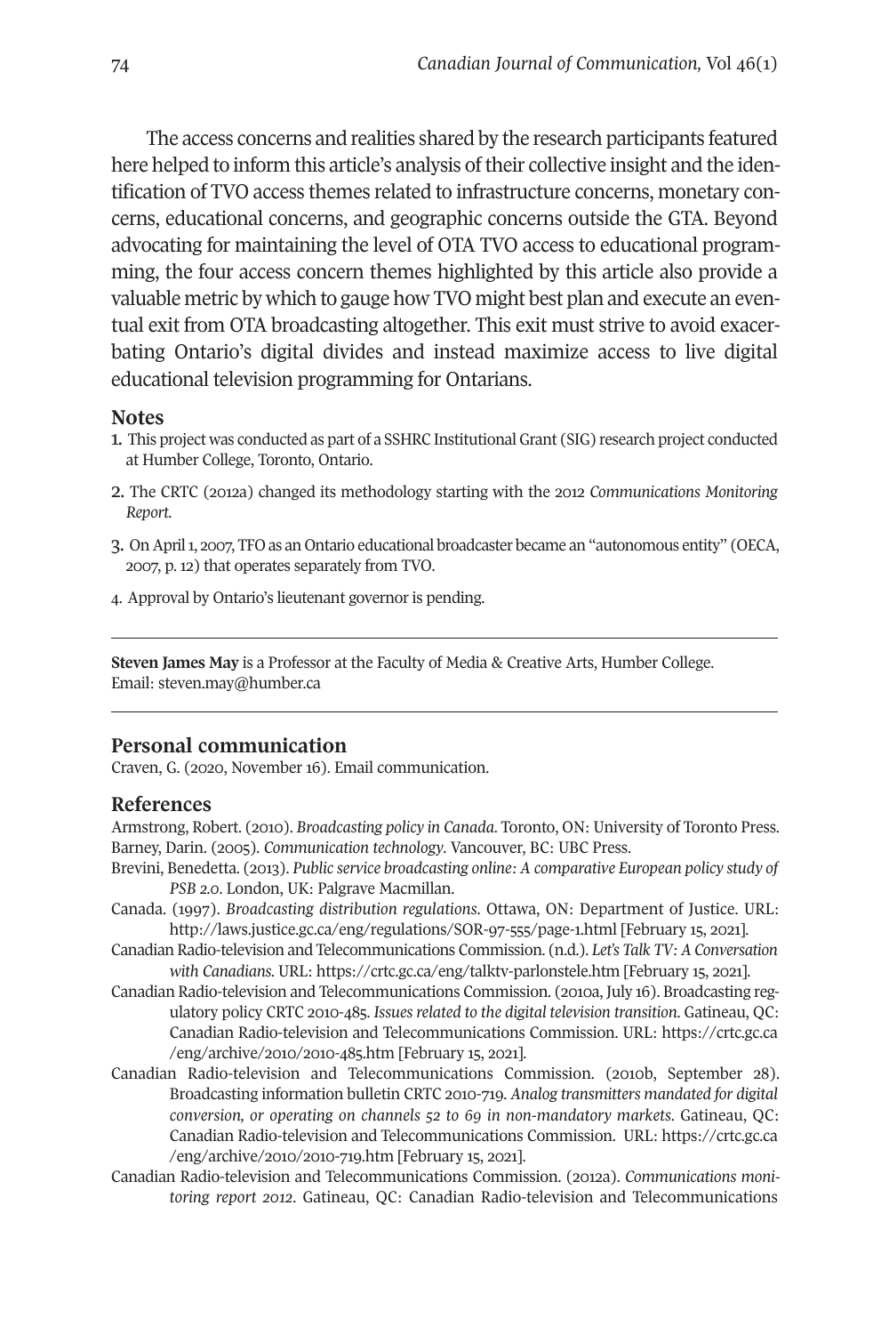The access concerns and realities shared by the research participants featured here helped to inform this article's analysis of their collective insight and the identification of TVO access themes related to infrastructure concerns, monetary concerns, educational concerns, and geographic concerns outside the GTA. Beyond advocating for maintaining the level of OTA TVO access to educational programming, the four access concern themes highlighted by this article also provide a valuable metric by which to gauge how TVO might best plan and execute an eventual exit from OTA broadcasting altogether. This exit must strive to avoid exacerbating Ontario's digital divides and instead maximize access to live digital educational television programming for Ontarians.

## Notes

1. This project was conducted as part of a SSHRC Institutional Grant (SIG) research project conducted at Humber College, Toronto, Ontario.
2. The CRTC (2012a) changed its methodology starting with the 2012 *Communications Monitoring Report.*
3. On April 1, 2007, TFO as an Ontario educational broadcaster became an "autonomous entity" (OECA, 2007, p. 12) that operates separately from TVO.
4. Approval by Ontario's lieutenant governor is pending.

---

**Steven James May** is a Professor at the Faculty of Media & Creative Arts, Humber College. Email: steven.may@humber.ca

---

## Personal communication

Craven, G. (2020, November 16). Email communication.

## References

Armstrong, Robert. (2010). *Broadcasting policy in Canada*. Toronto, ON: University of Toronto Press.

Barney, Darin. (2005). *Communication technology*. Vancouver, BC: UBC Press.

Brevini, Benedetta. (2013). *Public service broadcasting online: A comparative European policy study of PSB 2.0*. London, UK: Palgrave Macmillan.

Canada. (1997). *Broadcasting distribution regulations*. Ottawa, ON: Department of Justice. URL: http://laws.justice.gc.ca/eng/regulations/SOR-97-555/page-1.html [February 15, 2021].

Canadian Radio-television and Telecommunications Commission. (n.d.). *Let's Talk TV: A Conversation with Canadians.* URL: https://crtc.gc.ca/eng/talktv-parlonstele.htm [February 15, 2021].

Canadian Radio-television and Telecommunications Commission. (2010a, July 16). Broadcasting regulatory policy CRTC 2010-485. *Issues related to the digital television transition*. Gatineau, QC: Canadian Radio-television and Telecommunications Commission. URL: https://crtc.gc.ca/eng/archive/2010/2010-485.htm [February 15, 2021].

Canadian Radio-television and Telecommunications Commission. (2010b, September 28). Broadcasting information bulletin CRTC 2010-719. *Analog transmitters mandated for digital conversion, or operating on channels 52 to 69 in non-mandatory markets*. Gatineau, QC: Canadian Radio-television and Telecommunications Commission. URL: https://crtc.gc.ca/eng/archive/2010/2010-719.htm [February 15, 2021].

Canadian Radio-television and Telecommunications Commission. (2012a). *Communications monitoring report 2012*. Gatineau, QC: Canadian Radio-television and Telecommunications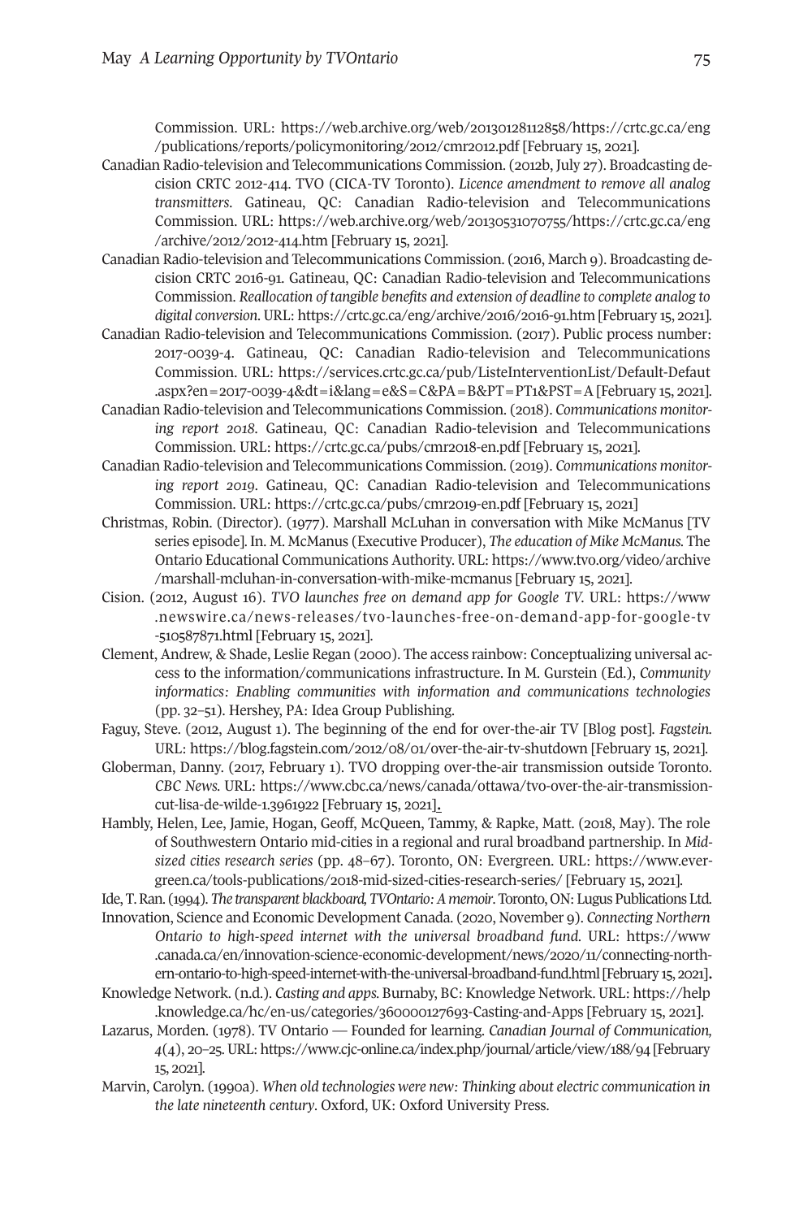Commission. URL: https://web.archive.org/web/20130128112858/https://crtc.gc.ca/eng/publications/reports/policymonitoring/2012/cmr2012.pdf [February 15, 2021].

Canadian Radio-television and Telecommunications Commission. (2012b, July 27). Broadcasting decision CRTC 2012-414. TVO (CICA-TV Toronto). *Licence amendment to remove all analog transmitters*. Gatineau, QC: Canadian Radio-television and Telecommunications Commission. URL: https://web.archive.org/web/20130531070755/https://crtc.gc.ca/eng/archive/2012/2012-414.htm [February 15, 2021].

Canadian Radio-television and Telecommunications Commission. (2016, March 9). Broadcasting decision CRTC 2016-91. Gatineau, QC: Canadian Radio-television and Telecommunications Commission. *Reallocation of tangible benefits and extension of deadline to complete analog to digital conversion*. URL: https://crtc.gc.ca/eng/archive/2016/2016-91.htm [February 15, 2021].

Canadian Radio-television and Telecommunications Commission. (2017). Public process number: 2017-0039-4. Gatineau, QC: Canadian Radio-television and Telecommunications Commission. URL: https://services.crtc.gc.ca/pub/ListeInterventionList/Default-Defaut.aspx?en=2017-0039-4&dt=i&lang=e&S=C&PA=B&PT=PT1&PST=A [February 15, 2021].

Canadian Radio-television and Telecommunications Commission. (2018). *Communications monitoring report 2018*. Gatineau, QC: Canadian Radio-television and Telecommunications Commission. URL: https://crtc.gc.ca/pubs/cmr2018-en.pdf [February 15, 2021].

Canadian Radio-television and Telecommunications Commission. (2019). *Communications monitoring report 2019*. Gatineau, QC: Canadian Radio-television and Telecommunications Commission. URL: https://crtc.gc.ca/pubs/cmr2019-en.pdf [February 15, 2021]

Christmas, Robin. (Director). (1977). Marshall McLuhan in conversation with Mike McManus [TV series episode]. In. M. McManus (Executive Producer), *The education of Mike McManus*. The Ontario Educational Communications Authority. URL: https://www.tvo.org/video/archive/marshall-mcluhan-in-conversation-with-mike-mcmanus [February 15, 2021].

Cision. (2012, August 16). *TVO launches free on demand app for Google TV*. URL: https://www.newswire.ca/news-releases/tvo-launches-free-on-demand-app-for-google-tv-510587871.html [February 15, 2021].

Clement, Andrew, & Shade, Leslie Regan (2000). The access rainbow: Conceptualizing universal access to the information/communications infrastructure. In M. Gurstein (Ed.), *Community informatics: Enabling communities with information and communications technologies* (pp. 32–51). Hershey, PA: Idea Group Publishing.

Faguy, Steve. (2012, August 1). The beginning of the end for over-the-air TV [Blog post]. *Fagstein*. URL: https://blog.fagstein.com/2012/08/01/over-the-air-tv-shutdown [February 15, 2021].

Globerman, Danny. (2017, February 1). TVO dropping over-the-air transmission outside Toronto. *CBC News*. URL: https://www.cbc.ca/news/canada/ottawa/tvo-over-the-air-transmission-cut-lisa-de-wilde-1.3961922 [February 15, 2021].

Hambly, Helen, Lee, Jamie, Hogan, Geoff, McQueen, Tammy, & Rapke, Matt. (2018, May). The role of Southwestern Ontario mid-cities in a regional and rural broadband partnership. In *Mid-sized cities research series* (pp. 48–67). Toronto, ON: Evergreen. URL: https://www.evergreen.ca/tools-publications/2018-mid-sized-cities-research-series/ [February 15, 2021].

Ide, T. Ran. (1994). *The transparent blackboard, TVOntario: A memoir*. Toronto, ON: Lugus Publications Ltd.

Innovation, Science and Economic Development Canada. (2020, November 9). *Connecting Northern Ontario to high-speed internet with the universal broadband fund*. URL: https://www.canada.ca/en/innovation-science-economic-development/news/2020/11/connecting-northern-ontario-to-high-speed-internet-with-the-universal-broadband-fund.html [February 15, 2021].

Knowledge Network. (n.d.). *Casting and apps*. Burnaby, BC: Knowledge Network. URL: https://help.knowledge.ca/hc/en-us/categories/360000127693-Casting-and-Apps [February 15, 2021].

Lazarus, Morden. (1978). TV Ontario — Founded for learning. *Canadian Journal of Communication, 4*(4), 20–25. URL: https://www.cjc-online.ca/index.php/journal/article/view/188/94 [February 15, 2021].

Marvin, Carolyn. (1990a). *When old technologies were new: Thinking about electric communication in the late nineteenth century*. Oxford, UK: Oxford University Press.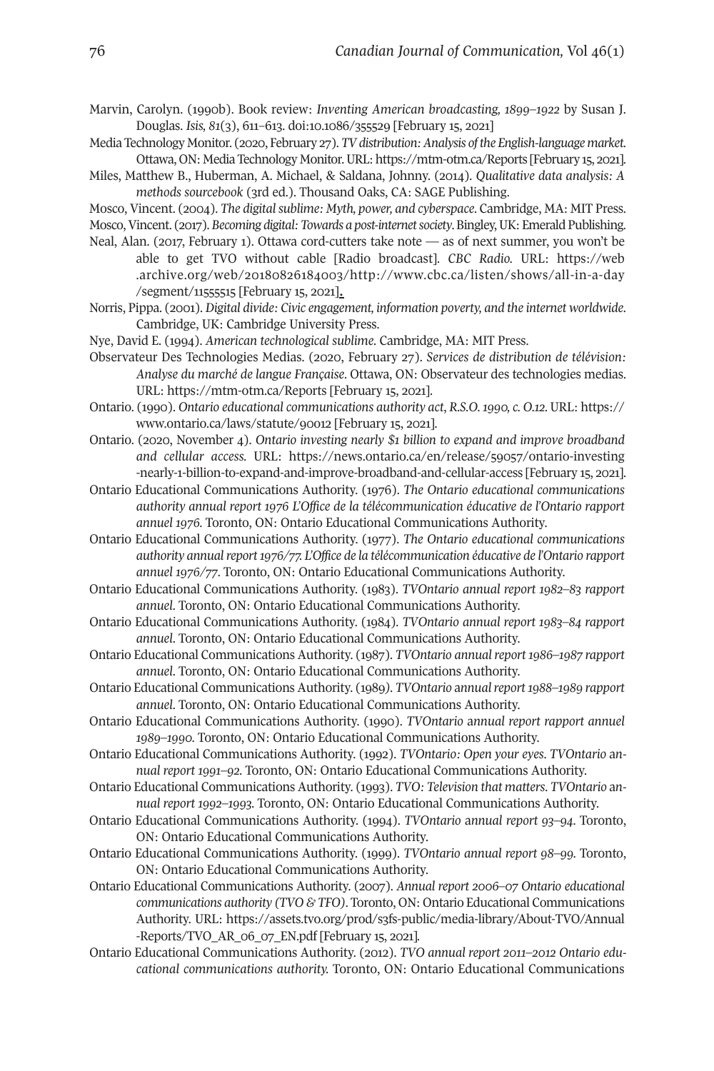Marvin, Carolyn. (1990b). Book review: *Inventing American broadcasting, 1899–1922* by Susan J. Douglas. *Isis, 81*(3), 611–613. doi:10.1086/355529 [February 15, 2021]

Media Technology Monitor. (2020, February 27). *TV distribution: Analysis of the English-language market.* Ottawa, ON: Media Technology Monitor. URL: https://mtm-otm.ca/Reports [February 15, 2021].

Miles, Matthew B., Huberman, A. Michael, & Saldana, Johnny. (2014). *Qualitative data analysis: A methods sourcebook* (3rd ed.). Thousand Oaks, CA: SAGE Publishing.

Mosco, Vincent. (2004). *The digital sublime: Myth, power, and cyberspace*. Cambridge, MA: MIT Press.

Mosco, Vincent. (2017). *Becoming digital: Towards a post-internet society*. Bingley, UK: Emerald Publishing.

Neal, Alan. (2017, February 1). Ottawa cord-cutters take note — as of next summer, you won't be able to get TVO without cable [Radio broadcast]. *CBC Radio.* URL: https://web.archive.org/web/20180826184003/http://www.cbc.ca/listen/shows/all-in-a-day/segment/11555515 [February 15, 2021].

Norris, Pippa. (2001). *Digital divide: Civic engagement, information poverty, and the internet worldwide*. Cambridge, UK: Cambridge University Press.

Nye, David E. (1994). *American technological sublime*. Cambridge, MA: MIT Press.

Observateur Des Technologies Medias. (2020, February 27). *Services de distribution de télévision: Analyse du marché de langue Française*. Ottawa, ON: Observateur des technologies medias. URL: https://mtm-otm.ca/Reports [February 15, 2021].

Ontario. (1990). *Ontario educational communications authority act*, *R.S.O. 1990, c. O.12.* URL: https://www.ontario.ca/laws/statute/90012 [February 15, 2021].

Ontario. (2020, November 4). *Ontario investing nearly $1 billion to expand and improve broadband and cellular access.* URL: https://news.ontario.ca/en/release/59057/ontario-investing-nearly-1-billion-to-expand-and-improve-broadband-and-cellular-access [February 15, 2021].

Ontario Educational Communications Authority. (1976). *The Ontario educational communications authority annual report 1976 L'Office de la télécommunication éducative de l'Ontario rapport annuel 1976.* Toronto, ON: Ontario Educational Communications Authority.

Ontario Educational Communications Authority. (1977). *The Ontario educational communications authority annual report 1976/77. L'Office de la télécommunication éducative de l'Ontario rapport annuel 1976/77*. Toronto, ON: Ontario Educational Communications Authority.

Ontario Educational Communications Authority. (1983). *TVOntario annual report 1982–83 rapport annuel*. Toronto, ON: Ontario Educational Communications Authority.

Ontario Educational Communications Authority. (1984). *TVOntario annual report 1983–84 rapport annuel*. Toronto, ON: Ontario Educational Communications Authority.

Ontario Educational Communications Authority. (1987). *TVOntario annual report 1986–1987 rapport annuel*. Toronto, ON: Ontario Educational Communications Authority.

Ontario Educational Communications Authority. (1989). *TVOntario annual report 1988–1989 rapport annuel.* Toronto, ON: Ontario Educational Communications Authority.

Ontario Educational Communications Authority. (1990). *TVOntario annual report rapport annuel 1989–1990.* Toronto, ON: Ontario Educational Communications Authority.

Ontario Educational Communications Authority. (1992). *TVOntario: Open your eyes. TVOntario annual report 1991–92.* Toronto, ON: Ontario Educational Communications Authority.

Ontario Educational Communications Authority. (1993). *TVO: Television that matters. TVOntario annual report 1992–1993.* Toronto, ON: Ontario Educational Communications Authority.

Ontario Educational Communications Authority. (1994). *TVOntario annual report 93–94.* Toronto, ON: Ontario Educational Communications Authority.

Ontario Educational Communications Authority. (1999). *TVOntario annual report 98–99.* Toronto, ON: Ontario Educational Communications Authority.

Ontario Educational Communications Authority. (2007). *Annual report 2006–07 Ontario educational communications authority (TVO & TFO)*. Toronto, ON: Ontario Educational Communications Authority. URL: https://assets.tvo.org/prod/s3fs-public/media-library/About-TVO/Annual-Reports/TVO_AR_06_07_EN.pdf [February 15, 2021].

Ontario Educational Communications Authority. (2012). *TVO annual report 2011–2012 Ontario educational communications authority.* Toronto, ON: Ontario Educational Communications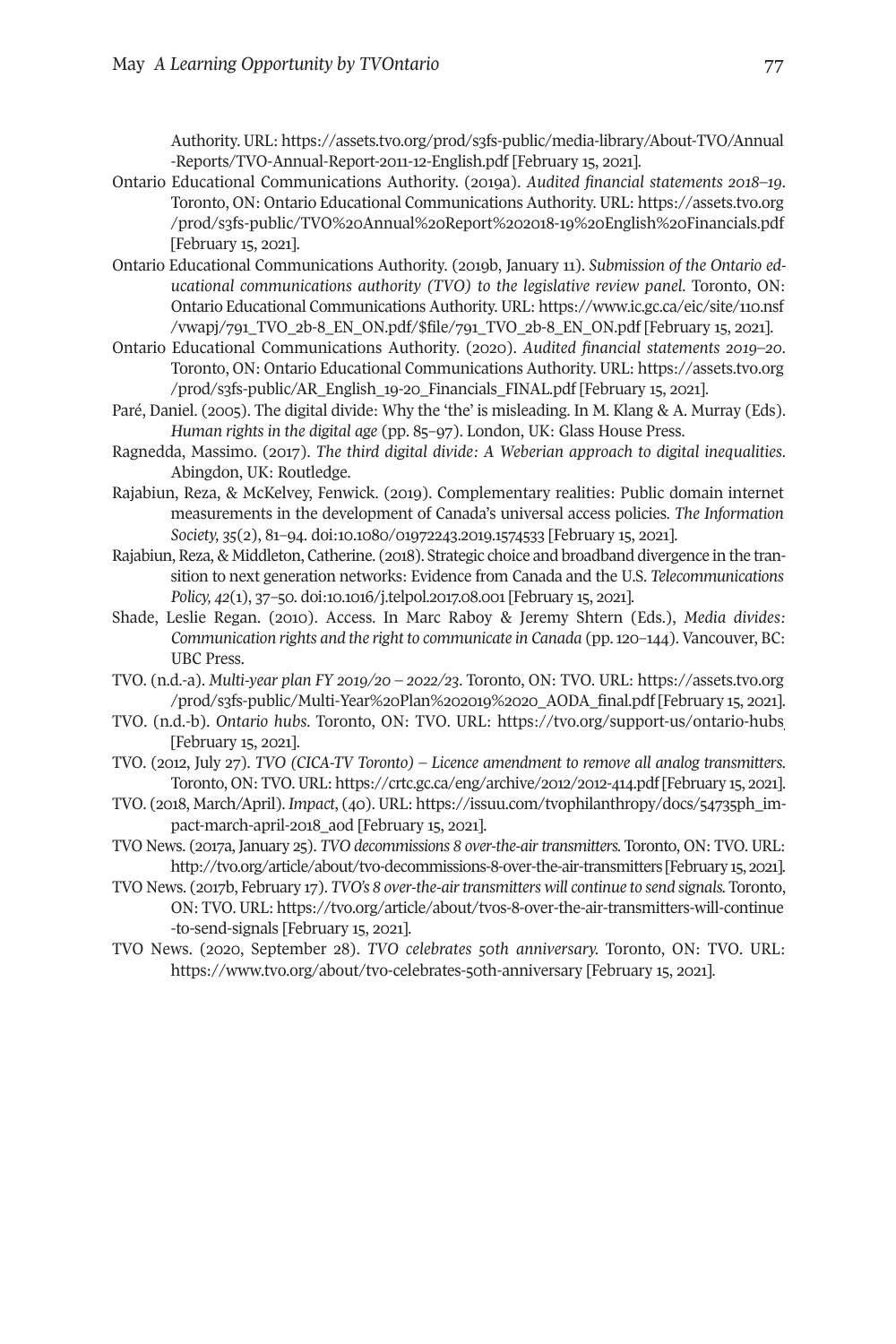Authority. URL: https://assets.tvo.org/prod/s3fs-public/media-library/About-TVO/Annual-Reports/TVO-Annual-Report-2011-12-English.pdf [February 15, 2021].

Ontario Educational Communications Authority. (2019a). *Audited financial statements 2018–19*. Toronto, ON: Ontario Educational Communications Authority. URL: https://assets.tvo.org/prod/s3fs-public/TVO%20Annual%20Report%202018-19%20English%20Financials.pdf [February 15, 2021].

Ontario Educational Communications Authority. (2019b, January 11). *Submission of the Ontario educational communications authority (TVO) to the legislative review panel*. Toronto, ON: Ontario Educational Communications Authority. URL: https://www.ic.gc.ca/eic/site/110.nsf/vwapj/791_TVO_2b-8_EN_ON.pdf/$file/791_TVO_2b-8_EN_ON.pdf [February 15, 2021].

Ontario Educational Communications Authority. (2020). *Audited financial statements 2019–20*. Toronto, ON: Ontario Educational Communications Authority. URL: https://assets.tvo.org/prod/s3fs-public/AR_English_19-20_Financials_FINAL.pdf [February 15, 2021].

Paré, Daniel. (2005). The digital divide: Why the 'the' is misleading. In M. Klang & A. Murray (Eds). *Human rights in the digital age* (pp. 85–97). London, UK: Glass House Press.

Ragnedda, Massimo. (2017). *The third digital divide: A Weberian approach to digital inequalities*. Abingdon, UK: Routledge.

Rajabiun, Reza, & McKelvey, Fenwick. (2019). Complementary realities: Public domain internet measurements in the development of Canada's universal access policies. *The Information Society, 35*(2), 81–94. doi:10.1080/01972243.2019.1574533 [February 15, 2021].

Rajabiun, Reza, & Middleton, Catherine. (2018). Strategic choice and broadband divergence in the transition to next generation networks: Evidence from Canada and the U.S. *Telecommunications Policy, 42*(1), 37–50. doi:10.1016/j.telpol.2017.08.001 [February 15, 2021].

Shade, Leslie Regan. (2010). Access. In Marc Raboy & Jeremy Shtern (Eds.), *Media divides: Communication rights and the right to communicate in Canada* (pp. 120–144). Vancouver, BC: UBC Press.

TVO. (n.d.-a). *Multi-year plan FY 2019/20 – 2022/23*. Toronto, ON: TVO. URL: https://assets.tvo.org/prod/s3fs-public/Multi-Year%20Plan%202019%2020_AODA_final.pdf [February 15, 2021].

TVO. (n.d.-b). *Ontario hubs*. Toronto, ON: TVO. URL: https://tvo.org/support-us/ontario-hubs [February 15, 2021].

TVO. (2012, July 27). *TVO (CICA-TV Toronto) – Licence amendment to remove all analog transmitters*. Toronto, ON: TVO. URL: https://crtc.gc.ca/eng/archive/2012/2012-414.pdf [February 15, 2021].

TVO. (2018, March/April). *Impact*, (40). URL: https://issuu.com/tvophilanthropy/docs/54735ph_impact-march-april-2018_aod [February 15, 2021].

TVO News. (2017a, January 25). *TVO decommissions 8 over-the-air transmitters*. Toronto, ON: TVO. URL: http://tvo.org/article/about/tvo-decommissions-8-over-the-air-transmitters [February 15, 2021].

TVO News. (2017b, February 17). *TVO's 8 over-the-air transmitters will continue to send signals*. Toronto, ON: TVO. URL: https://tvo.org/article/about/tvos-8-over-the-air-transmitters-will-continue-to-send-signals [February 15, 2021].

TVO News. (2020, September 28). *TVO celebrates 50th anniversary*. Toronto, ON: TVO. URL: https://www.tvo.org/about/tvo-celebrates-50th-anniversary [February 15, 2021].